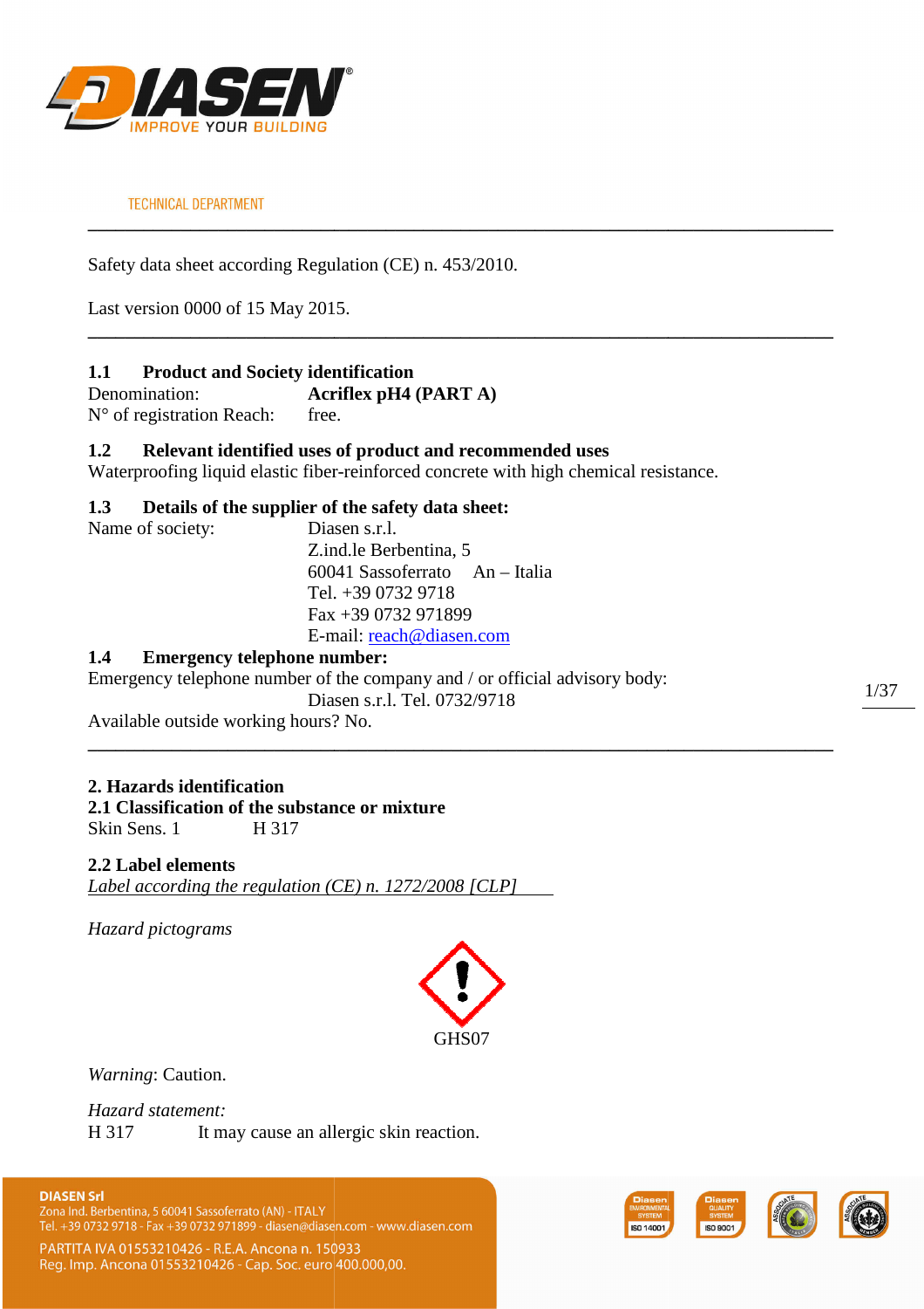TECHNICAL DEPARTMENT

Safety data sheet according Regulation (CE) n. 453/2010.

Last version 0000 of 15 May 2015.

---

### 1.1 Product and Society identification

Denomination: **Acriflex pH4 (PART A)**
N° of registration Reach: free.

### 1.2 Relevant identified uses of product and recommended uses

Waterproofing liquid elastic fiber-reinforced concrete with high chemical resistance.

### 1.3 Details of the supplier of the safety data sheet:

Name of society: Diasen s.r.l.
Z.ind.le Berbentina, 5
60041 Sassoferrato An – Italia
Tel. +39 0732 9718
Fax +39 0732 971899
E-mail: reach@diasen.com

### 1.4 Emergency telephone number:

Emergency telephone number of the company and / or official advisory body:
Diasen s.r.l. Tel. 0732/9718
Available outside working hours? No.

---

## 2. Hazards identification

### 2.1 Classification of the substance or mixture

Skin Sens. 1 H 317

### 2.2 Label elements

*Label according the regulation (CE) n. 1272/2008 [CLP]*

*Hazard pictograms*

GHS07

*Warning*: Caution.

*Hazard statement:*
H 317 It may cause an allergic skin reaction.

DIASEN Srl
Zona Ind. Berbentina, 5 60041 Sassoferrato (AN) - ITALY
Tel. +39 0732 9718 - Fax +39 0732 971899 - diasen@diasen.com - www.diasen.com
PARTITA IVA 01553210426 - R.E.A. Ancona n. 150933
Reg. Imp. Ancona 01553210426 - Cap. Soc. euro 400.000,00.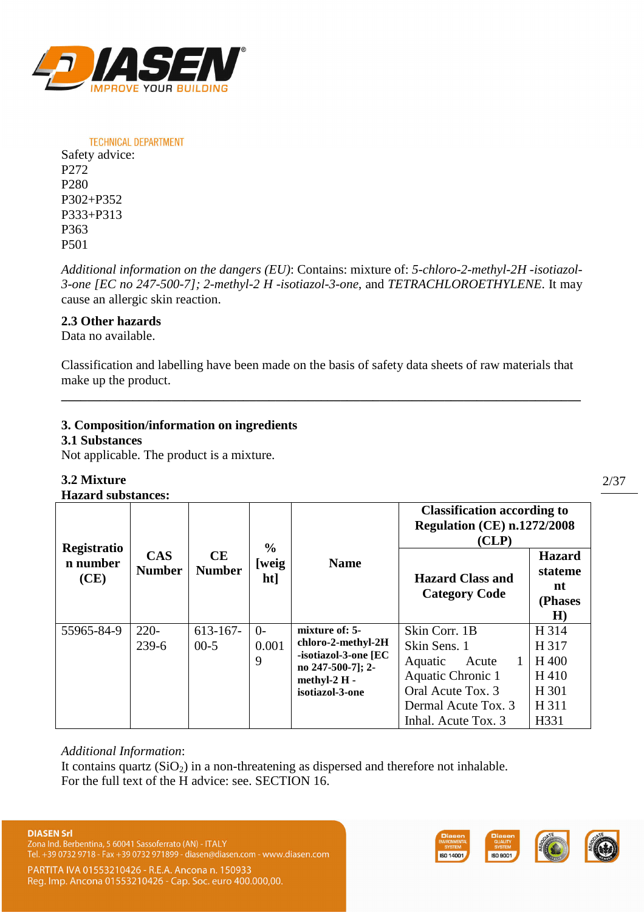Safety advice:
P272
P280
P302+P352
P333+P313
P363
P501

*Additional information on the dangers (EU)*: Contains: mixture of: *5-chloro-2-methyl-2H -isotiazol-3-one [EC no 247-500-7]; 2-methyl-2 H -isotiazol-3-one*, and *TETRACHLOROETHYLENE*. It may cause an allergic skin reaction.

**2.3 Other hazards**
Data no available.

Classification and labelling have been made on the basis of safety data sheets of raw materials that make up the product.

---

## 3. Composition/information on ingredients

### 3.1 Substances

Not applicable. The product is a mixture.

### 3.2 Mixture

**Hazard substances:**

| Registration number (CE) | CAS Number | CE Number | % [weight] | Name | Classification according to Regulation (CE) n.1272/2008 (CLP) | |
|---|---|---|---|---|---|---|
| | | | | | **Hazard Class and Category Code** | **Hazard statement (Phases H)** |
| 55965-84-9 | 220-239-6 | 613-167-00-5 | 0-0.0019 | **mixture of: 5-chloro-2-methyl-2H -isotiazol-3-one [EC no 247-500-7]; 2-methyl-2 H -isotiazol-3-one** | Skin Corr. 1B<br>Skin Sens. 1<br>Aquatic Acute 1<br>Aquatic Chronic 1<br>Oral Acute Tox. 3<br>Dermal Acute Tox. 3<br>Inhal. Acute Tox. 3 | H 314<br>H 317<br>H 400<br>H 410<br>H 301<br>H 311<br>H331 |

*Additional Information*:
It contains quartz ($SiO_2$) in a non-threatening as dispersed and therefore not inhalable.
For the full text of the H advice: see. SECTION 16.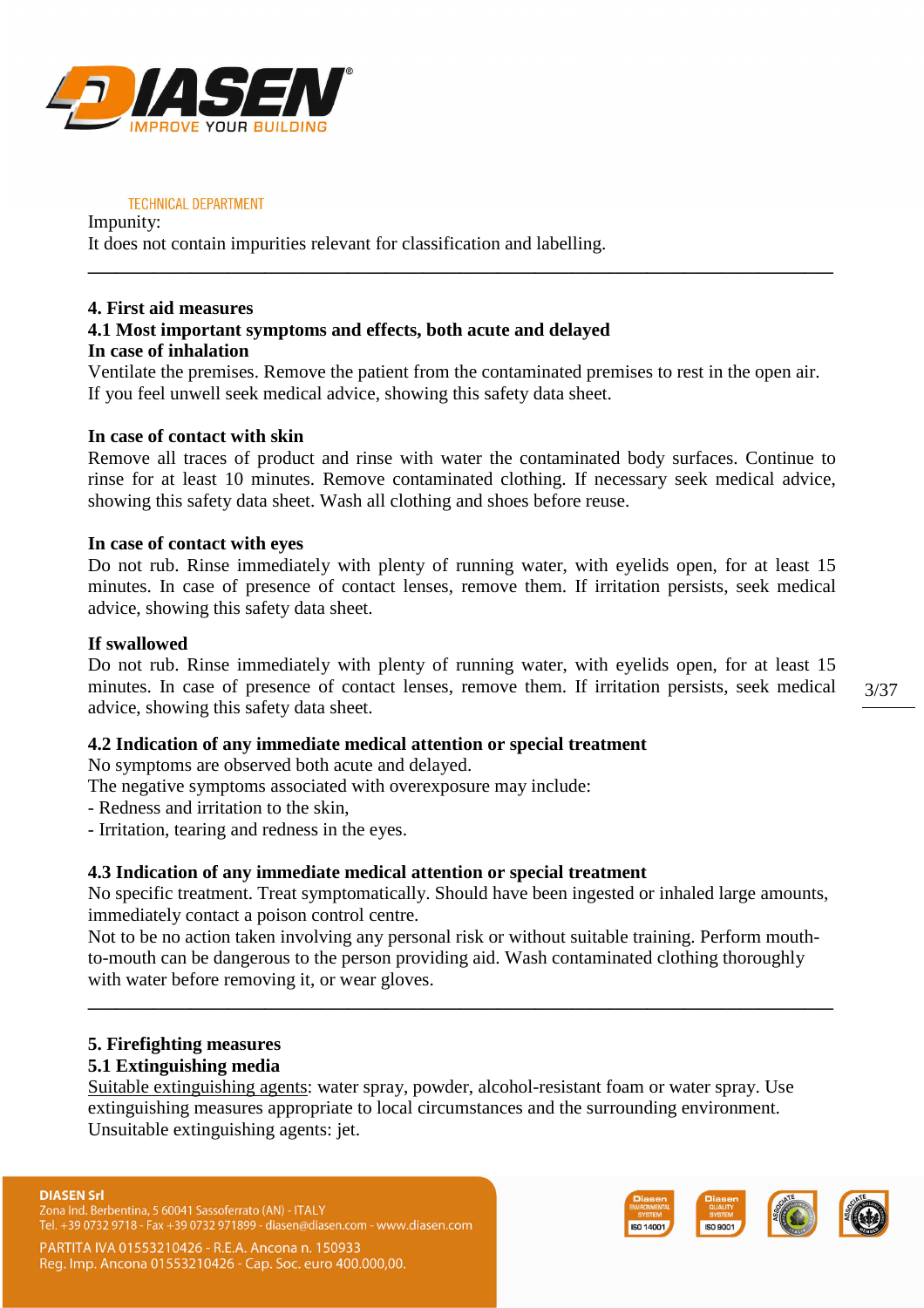Impunity:
It does not contain impurities relevant for classification and labelling.

---

**4. First aid measures**

**4.1 Most important symptoms and effects, both acute and delayed**

**In case of inhalation**

Ventilate the premises. Remove the patient from the contaminated premises to rest in the open air. If you feel unwell seek medical advice, showing this safety data sheet.

**In case of contact with skin**

Remove all traces of product and rinse with water the contaminated body surfaces. Continue to rinse for at least 10 minutes. Remove contaminated clothing. If necessary seek medical advice, showing this safety data sheet. Wash all clothing and shoes before reuse.

**In case of contact with eyes**

Do not rub. Rinse immediately with plenty of running water, with eyelids open, for at least 15 minutes. In case of presence of contact lenses, remove them. If irritation persists, seek medical advice, showing this safety data sheet.

**If swallowed**

Do not rub. Rinse immediately with plenty of running water, with eyelids open, for at least 15 minutes. In case of presence of contact lenses, remove them. If irritation persists, seek medical advice, showing this safety data sheet.

**4.2 Indication of any immediate medical attention or special treatment**

No symptoms are observed both acute and delayed.
The negative symptoms associated with overexposure may include:
- Redness and irritation to the skin,
- Irritation, tearing and redness in the eyes.

**4.3 Indication of any immediate medical attention or special treatment**

No specific treatment. Treat symptomatically. Should have been ingested or inhaled large amounts, immediately contact a poison control centre.
Not to be no action taken involving any personal risk or without suitable training. Perform mouth-to-mouth can be dangerous to the person providing aid. Wash contaminated clothing thoroughly with water before removing it, or wear gloves.

---

**5. Firefighting measures**

**5.1 Extinguishing media**

Suitable extinguishing agents: water spray, powder, alcohol-resistant foam or water spray. Use extinguishing measures appropriate to local circumstances and the surrounding environment.
Unsuitable extinguishing agents: jet.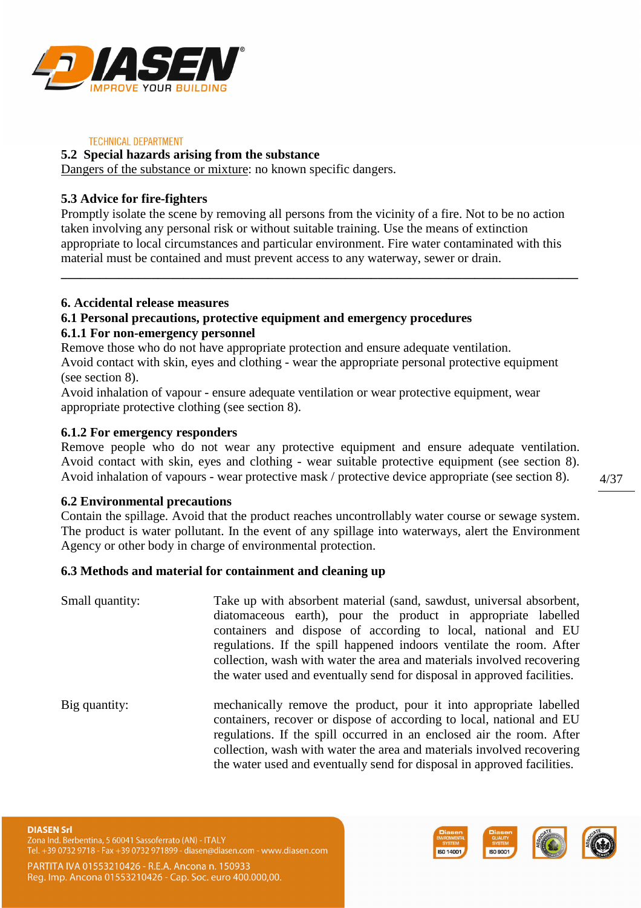### 5.2 Special hazards arising from the substance

Dangers of the substance or mixture: no known specific dangers.

### 5.3 Advice for fire-fighters

Promptly isolate the scene by removing all persons from the vicinity of a fire. Not to be no action taken involving any personal risk or without suitable training. Use the means of extinction appropriate to local circumstances and particular environment. Fire water contaminated with this material must be contained and must prevent access to any waterway, sewer or drain.

---

## 6. Accidental release measures

### 6.1 Personal precautions, protective equipment and emergency procedures

#### 6.1.1 For non-emergency personnel

Remove those who do not have appropriate protection and ensure adequate ventilation.
Avoid contact with skin, eyes and clothing - wear the appropriate personal protective equipment (see section 8).
Avoid inhalation of vapour - ensure adequate ventilation or wear protective equipment, wear appropriate protective clothing (see section 8).

#### 6.1.2 For emergency responders

Remove people who do not wear any protective equipment and ensure adequate ventilation. Avoid contact with skin, eyes and clothing - wear suitable protective equipment (see section 8). Avoid inhalation of vapours - wear protective mask / protective device appropriate (see section 8).

### 6.2 Environmental precautions

Contain the spillage. Avoid that the product reaches uncontrollably water course or sewage system. The product is water pollutant. In the event of any spillage into waterways, alert the Environment Agency or other body in charge of environmental protection.

### 6.3 Methods and material for containment and cleaning up

Small quantity: Take up with absorbent material (sand, sawdust, universal absorbent, diatomaceous earth), pour the product in appropriate labelled containers and dispose of according to local, national and EU regulations. If the spill happened indoors ventilate the room. After collection, wash with water the area and materials involved recovering the water used and eventually send for disposal in approved facilities.

Big quantity: mechanically remove the product, pour it into appropriate labelled containers, recover or dispose of according to local, national and EU regulations. If the spill occurred in an enclosed air the room. After collection, wash with water the area and materials involved recovering the water used and eventually send for disposal in approved facilities.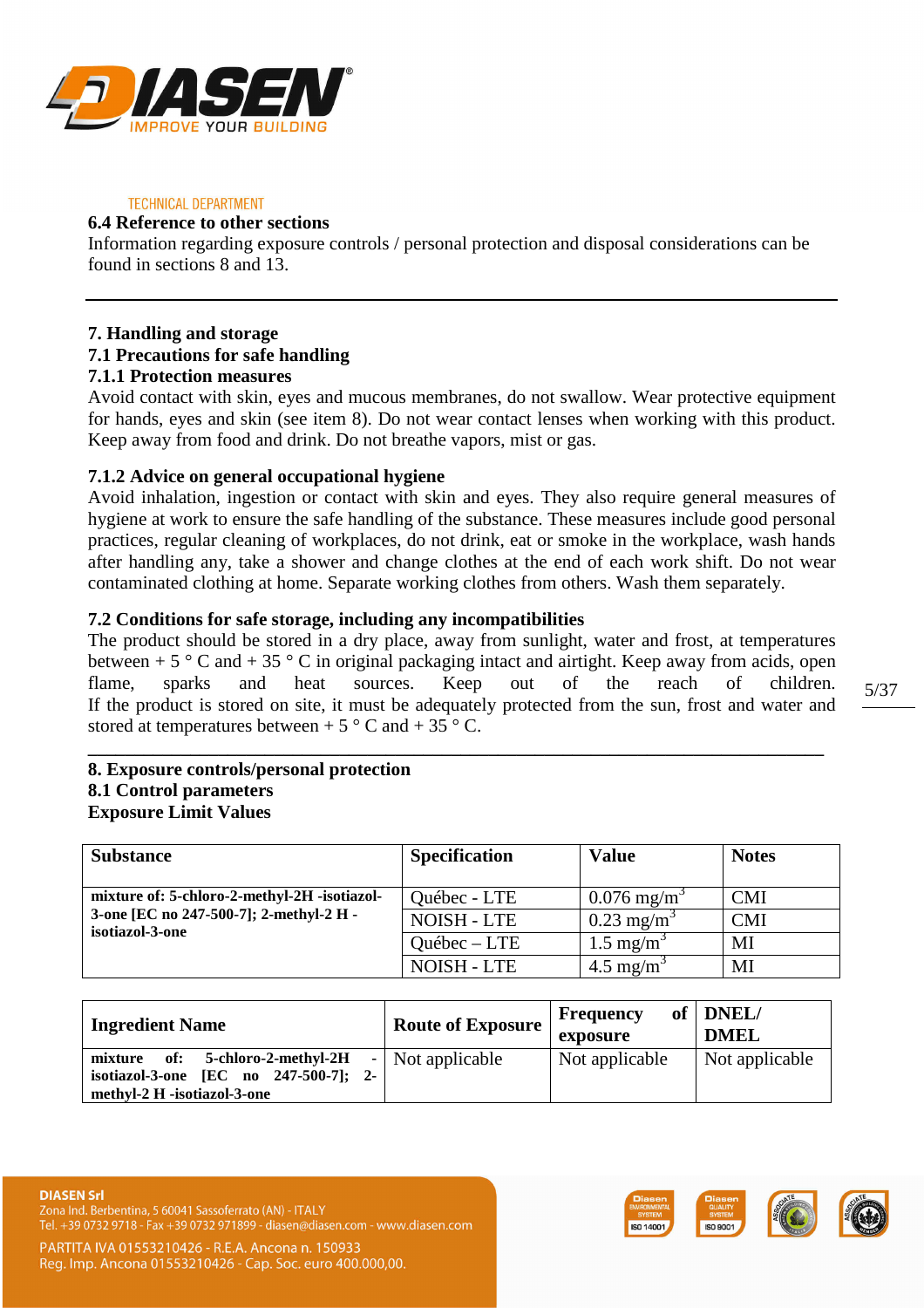TECHNICAL DEPARTMENT

### 6.4 Reference to other sections

Information regarding exposure controls / personal protection and disposal considerations can be found in sections 8 and 13.

---

## 7. Handling and storage

### 7.1 Precautions for safe handling

#### 7.1.1 Protection measures

Avoid contact with skin, eyes and mucous membranes, do not swallow. Wear protective equipment for hands, eyes and skin (see item 8). Do not wear contact lenses when working with this product. Keep away from food and drink. Do not breathe vapors, mist or gas.

#### 7.1.2 Advice on general occupational hygiene

Avoid inhalation, ingestion or contact with skin and eyes. They also require general measures of hygiene at work to ensure the safe handling of the substance. These measures include good personal practices, regular cleaning of workplaces, do not drink, eat or smoke in the workplace, wash hands after handling any, take a shower and change clothes at the end of each work shift. Do not wear contaminated clothing at home. Separate working clothes from others. Wash them separately.

### 7.2 Conditions for safe storage, including any incompatibilities

The product should be stored in a dry place, away from sunlight, water and frost, at temperatures between + 5 ° C and + 35 ° C in original packaging intact and airtight. Keep away from acids, open flame, sparks and heat sources. Keep out of the reach of children. If the product is stored on site, it must be adequately protected from the sun, frost and water and stored at temperatures between + 5 ° C and + 35 ° C.

---

## 8. Exposure controls/personal protection

### 8.1 Control parameters

**Exposure Limit Values**

| Substance | Specification | Value | Notes |
|---|---|---|---|
| **mixture of: 5-chloro-2-methyl-2H -isotiazol-3-one [EC no 247-500-7]; 2-methyl-2 H -isotiazol-3-one** | Québec - LTE | 0.076 mg/m$^3$ | CMI |
| | NOISH - LTE | 0.23 mg/m$^3$ | CMI |
| | Québec – LTE | 1.5 mg/m$^3$ | MI |
| | NOISH - LTE | 4.5 mg/m$^3$ | MI |

| Ingredient Name | Route of Exposure | Frequency of exposure | DNEL/ DMEL |
|---|---|---|---|
| **mixture of: 5-chloro-2-methyl-2H - isotiazol-3-one [EC no 247-500-7]; 2-methyl-2 H -isotiazol-3-one** | Not applicable | Not applicable | Not applicable |

**DIASEN Srl**
Zona Ind. Berbentina, 5 60041 Sassoferrato (AN) - ITALY
Tel. +39 0732 9718 - Fax +39 0732 971899 - diasen@diasen.com - www.diasen.com
PARTITA IVA 01553210426 - R.E.A. Ancona n. 150933
Reg. Imp. Ancona 01553210426 - Cap. Soc. euro 400.000,00.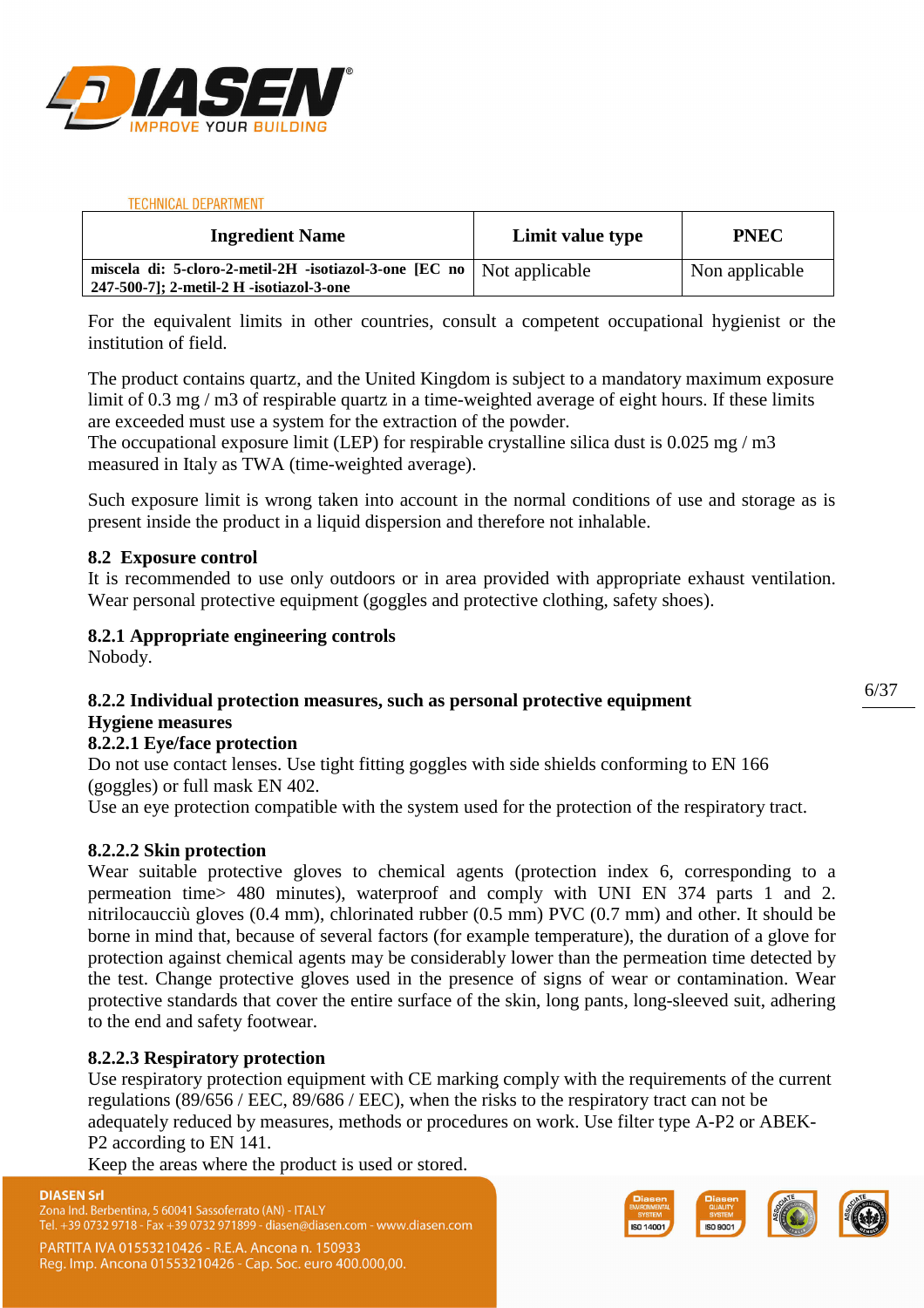| Ingredient Name | Limit value type | PNEC |
|---|---|---|
| **miscela di: 5-cloro-2-metil-2H -isotiazol-3-one [EC no 247-500-7]; 2-metil-2 H -isotiazol-3-one** | Not applicable | Non applicable |

For the equivalent limits in other countries, consult a competent occupational hygienist or the institution of field.

The product contains quartz, and the United Kingdom is subject to a mandatory maximum exposure limit of 0.3 mg / m3 of respirable quartz in a time-weighted average of eight hours. If these limits are exceeded must use a system for the extraction of the powder.
The occupational exposure limit (LEP) for respirable crystalline silica dust is 0.025 mg / m3 measured in Italy as TWA (time-weighted average).

Such exposure limit is wrong taken into account in the normal conditions of use and storage as is present inside the product in a liquid dispersion and therefore not inhalable.

### 8.2 Exposure control

It is recommended to use only outdoors or in area provided with appropriate exhaust ventilation. Wear personal protective equipment (goggles and protective clothing, safety shoes).

#### 8.2.1 Appropriate engineering controls

Nobody.

#### 8.2.2 Individual protection measures, such as personal protective equipment

**Hygiene measures**

##### 8.2.2.1 Eye/face protection

Do not use contact lenses. Use tight fitting goggles with side shields conforming to EN 166 (goggles) or full mask EN 402.
Use an eye protection compatible with the system used for the protection of the respiratory tract.

##### 8.2.2.2 Skin protection

Wear suitable protective gloves to chemical agents (protection index 6, corresponding to a permeation time> 480 minutes), waterproof and comply with UNI EN 374 parts 1 and 2. nitrilocaucciù gloves (0.4 mm), chlorinated rubber (0.5 mm) PVC (0.7 mm) and other. It should be borne in mind that, because of several factors (for example temperature), the duration of a glove for protection against chemical agents may be considerably lower than the permeation time detected by the test. Change protective gloves used in the presence of signs of wear or contamination. Wear protective standards that cover the entire surface of the skin, long pants, long-sleeved suit, adhering to the end and safety footwear.

##### 8.2.2.3 Respiratory protection

Use respiratory protection equipment with CE marking comply with the requirements of the current regulations (89/656 / EEC, 89/686 / EEC), when the risks to the respiratory tract can not be adequately reduced by measures, methods or procedures on work. Use filter type A-P2 or ABEK-P2 according to EN 141.
Keep the areas where the product is used or stored.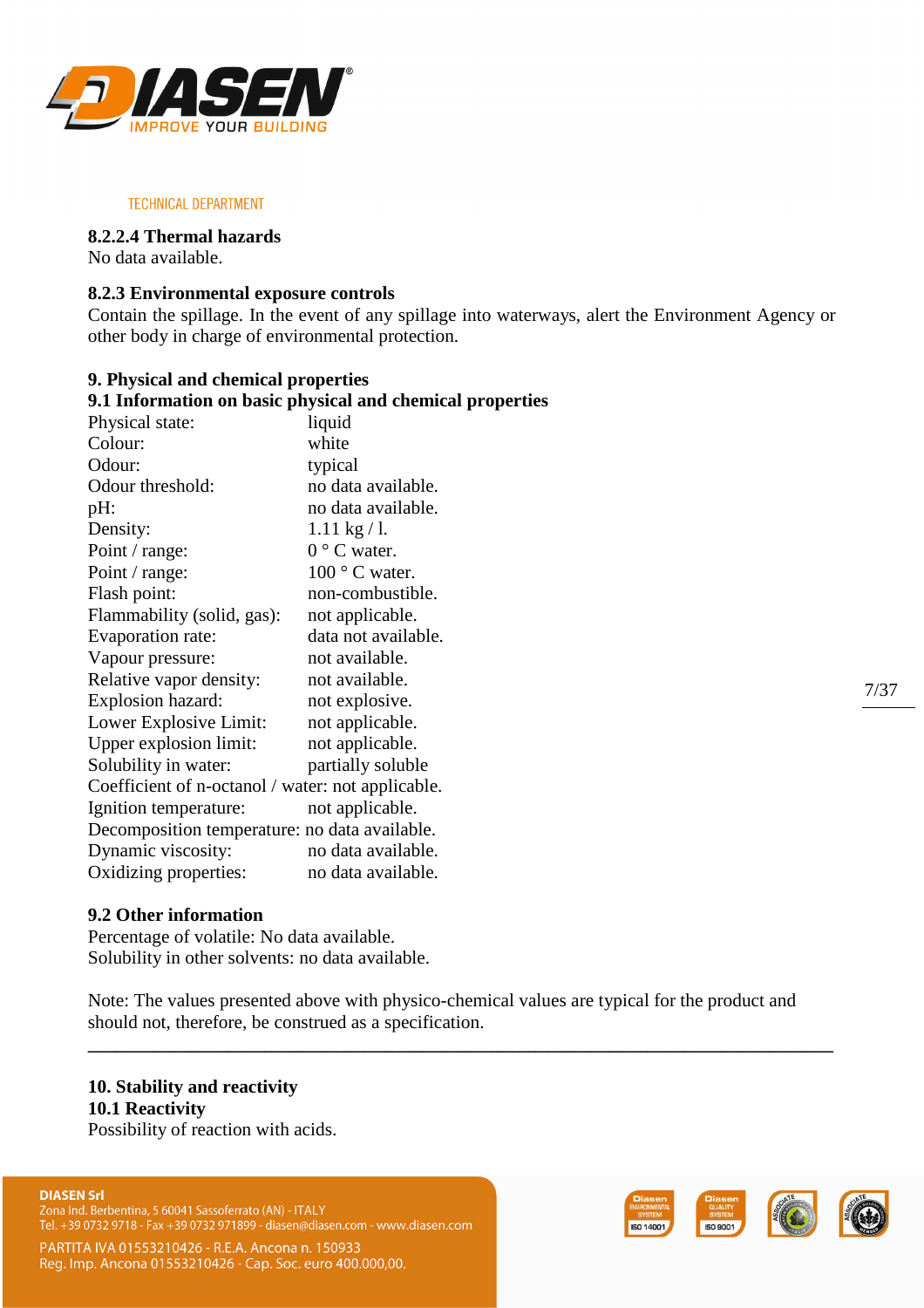TECHNICAL DEPARTMENT

#### 8.2.2.4 Thermal hazards

No data available.

### 8.2.3 Environmental exposure controls

Contain the spillage. In the event of any spillage into waterways, alert the Environment Agency or other body in charge of environmental protection.

## 9. Physical and chemical properties

### 9.1 Information on basic physical and chemical properties

| | |
|---|---|
| Physical state: | liquid |
| Colour: | white |
| Odour: | typical |
| Odour threshold: | no data available. |
| pH: | no data available. |
| Density: | 1.11 kg / l. |
| Point / range: | 0 ° C water. |
| Point / range: | 100 ° C water. |
| Flash point: | non-combustible. |
| Flammability (solid, gas): | not applicable. |
| Evaporation rate: | data not available. |
| Vapour pressure: | not available. |
| Relative vapor density: | not available. |
| Explosion hazard: | not explosive. |
| Lower Explosive Limit: | not applicable. |
| Upper explosion limit: | not applicable. |
| Solubility in water: | partially soluble |
| Coefficient of n-octanol / water: | not applicable. |
| Ignition temperature: | not applicable. |
| Decomposition temperature: | no data available. |
| Dynamic viscosity: | no data available. |
| Oxidizing properties: | no data available. |

### 9.2 Other information

Percentage of volatile: No data available.
Solubility in other solvents: no data available.

Note: The values presented above with physico-chemical values are typical for the product and should not, therefore, be construed as a specification.

---

## 10. Stability and reactivity

### 10.1 Reactivity

Possibility of reaction with acids.

**DIASEN Srl**
Zona Ind. Berbentina, 5 60041 Sassoferrato (AN) - ITALY
Tel. +39 0732 9718 - Fax +39 0732 971899 - diasen@diasen.com - www.diasen.com
PARTITA IVA 01553210426 - R.E.A. Ancona n. 150933
Reg. Imp. Ancona 01553210426 - Cap. Soc. euro 400.000,00.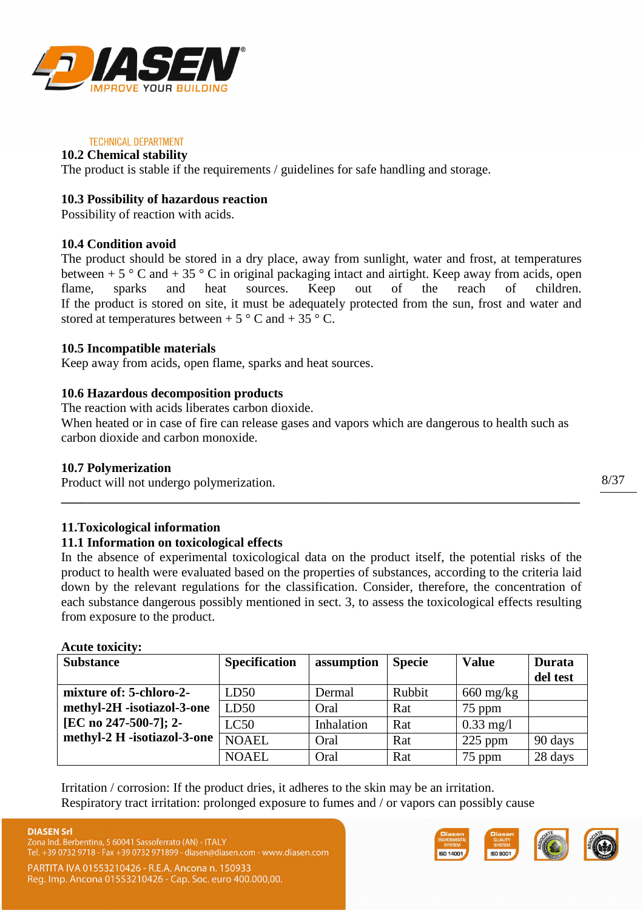## 10.2 Chemical stability

The product is stable if the requirements / guidelines for safe handling and storage.

## 10.3 Possibility of hazardous reaction

Possibility of reaction with acids.

## 10.4 Condition avoid

The product should be stored in a dry place, away from sunlight, water and frost, at temperatures between + 5 ° C and + 35 ° C in original packaging intact and airtight. Keep away from acids, open flame, sparks and heat sources. Keep out of the reach of children. If the product is stored on site, it must be adequately protected from the sun, frost and water and stored at temperatures between + 5 ° C and + 35 ° C.

## 10.5 Incompatible materials

Keep away from acids, open flame, sparks and heat sources.

## 10.6 Hazardous decomposition products

The reaction with acids liberates carbon dioxide.
When heated or in case of fire can release gases and vapors which are dangerous to health such as carbon dioxide and carbon monoxide.

## 10.7 Polymerization

Product will not undergo polymerization.

---

# 11.Toxicological information

## 11.1 Information on toxicological effects

In the absence of experimental toxicological data on the product itself, the potential risks of the product to health were evaluated based on the properties of substances, according to the criteria laid down by the relevant regulations for the classification. Consider, therefore, the concentration of each substance dangerous possibly mentioned in sect. 3, to assess the toxicological effects resulting from exposure to the product.

**Acute toxicity:**

| Substance | Specification | assumption | Specie | Value | Durata del test |
|---|---|---|---|---|---|
| **mixture of: 5-chloro-2-methyl-2H -isotiazol-3-one [EC no 247-500-7]; 2-methyl-2 H -isotiazol-3-one** | LD50 | Dermal | Rubbit | 660 mg/kg | |
| | LD50 | Oral | Rat | 75 ppm | |
| | LC50 | Inhalation | Rat | 0.33 mg/l | |
| | NOAEL | Oral | Rat | 225 ppm | 90 days |
| | NOAEL | Oral | Rat | 75 ppm | 28 days |

Irritation / corrosion: If the product dries, it adheres to the skin may be an irritation.
Respiratory tract irritation: prolonged exposure to fumes and / or vapors can possibly cause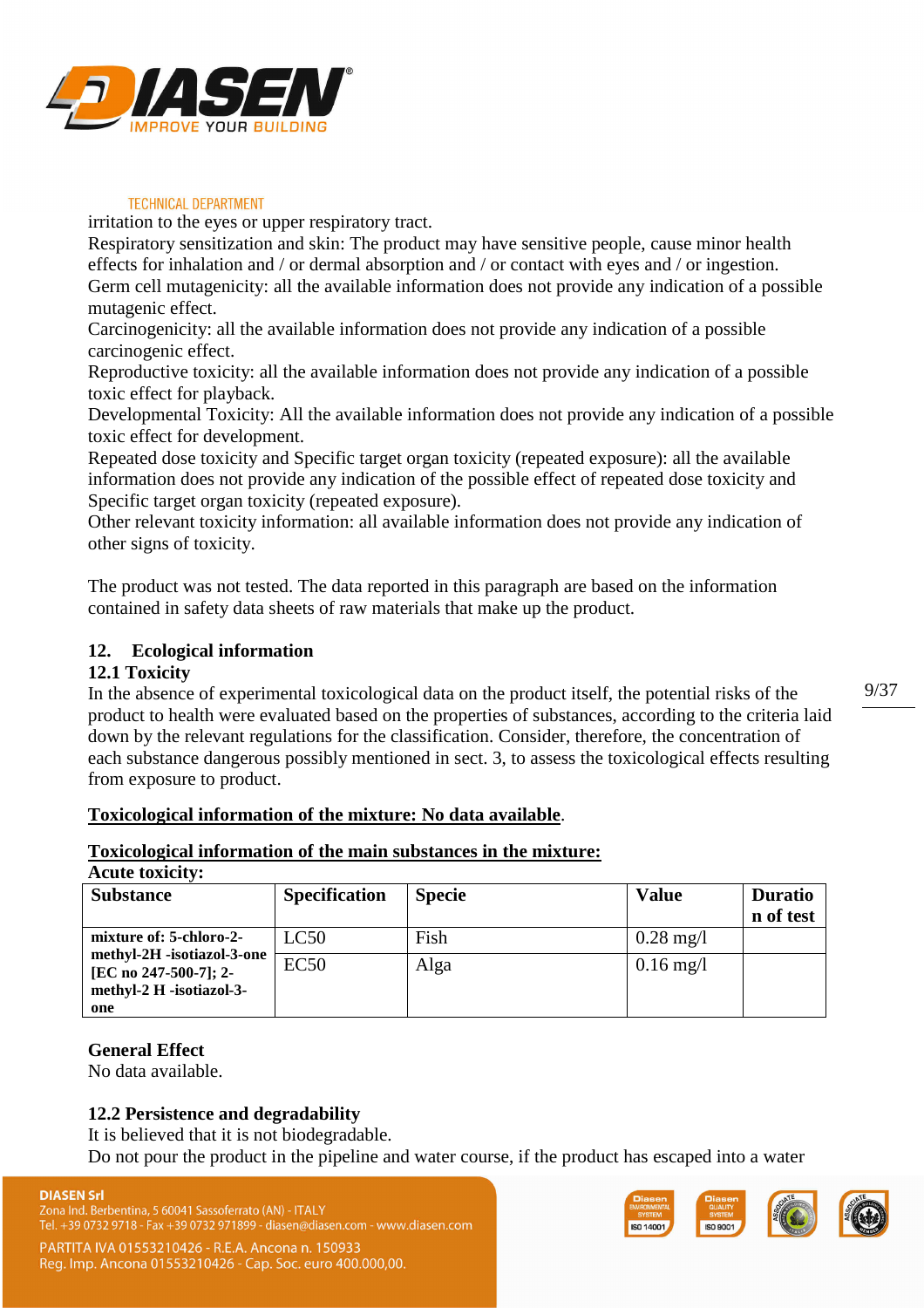irritation to the eyes or upper respiratory tract.
Respiratory sensitization and skin: The product may have sensitive people, cause minor health effects for inhalation and / or dermal absorption and / or contact with eyes and / or ingestion.
Germ cell mutagenicity: all the available information does not provide any indication of a possible mutagenic effect.
Carcinogenicity: all the available information does not provide any indication of a possible carcinogenic effect.
Reproductive toxicity: all the available information does not provide any indication of a possible toxic effect for playback.
Developmental Toxicity: All the available information does not provide any indication of a possible toxic effect for development.
Repeated dose toxicity and Specific target organ toxicity (repeated exposure): all the available information does not provide any indication of the possible effect of repeated dose toxicity and Specific target organ toxicity (repeated exposure).
Other relevant toxicity information: all available information does not provide any indication of other signs of toxicity.

The product was not tested. The data reported in this paragraph are based on the information contained in safety data sheets of raw materials that make up the product.

## 12. Ecological information

### 12.1 Toxicity

In the absence of experimental toxicological data on the product itself, the potential risks of the product to health were evaluated based on the properties of substances, according to the criteria laid down by the relevant regulations for the classification. Consider, therefore, the concentration of each substance dangerous possibly mentioned in sect. 3, to assess the toxicological effects resulting from exposure to product.

**Toxicological information of the mixture: No data available**.

**Toxicological information of the main substances in the mixture:**

**Acute toxicity:**

| Substance | Specification | Specie | Value | Duration of test |
|---|---|---|---|---|
| **mixture of: 5-chloro-2-methyl-2H -isotiazol-3-one [EC no 247-500-7]; 2-methyl-2 H -isotiazol-3-one** | LC50 | Fish | 0.28 mg/l | |
| | EC50 | Alga | 0.16 mg/l | |

**General Effect**
No data available.

### 12.2 Persistence and degradability

It is believed that it is not biodegradable.
Do not pour the product in the pipeline and water course, if the product has escaped into a water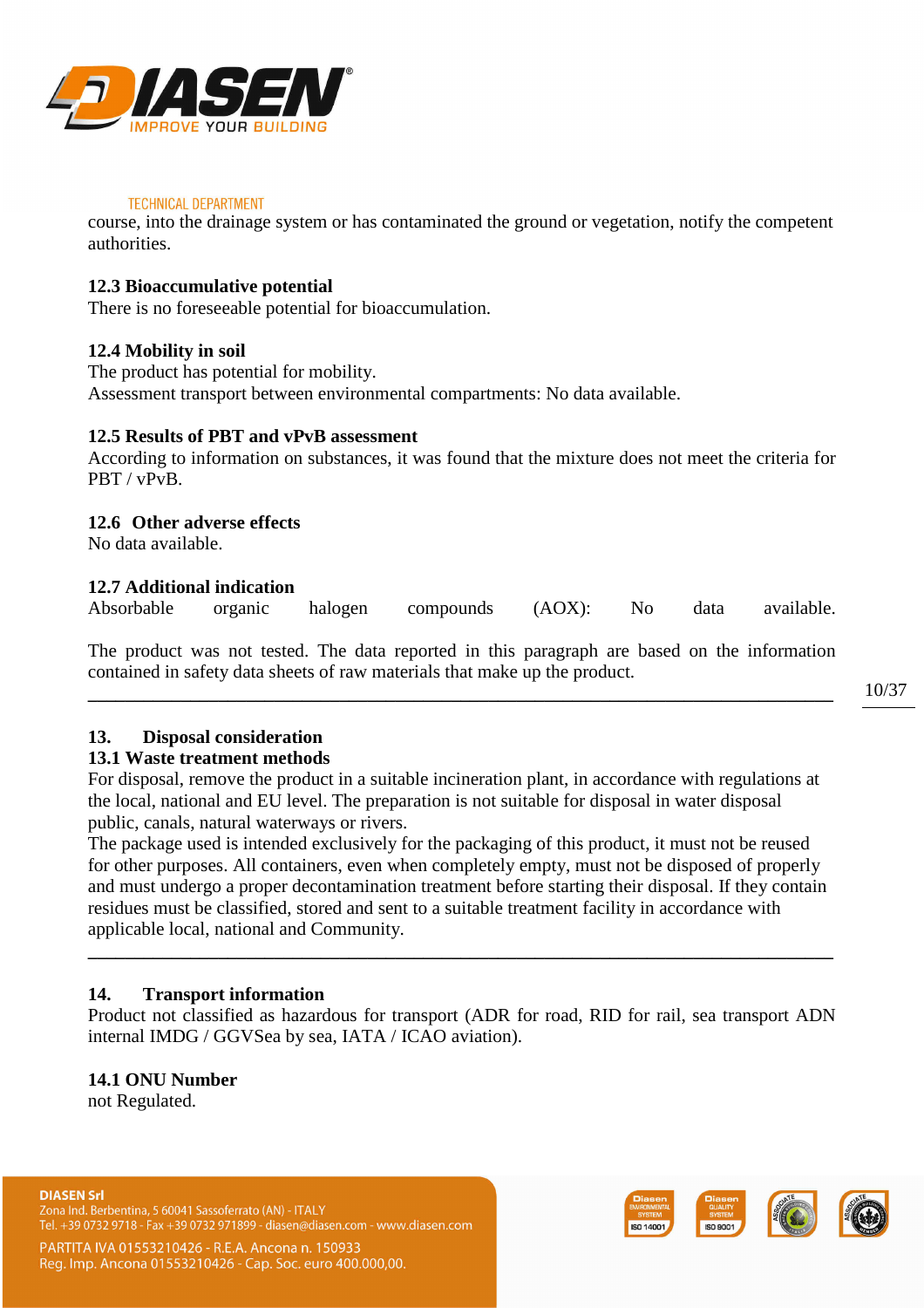course, into the drainage system or has contaminated the ground or vegetation, notify the competent authorities.

### 12.3 Bioaccumulative potential

There is no foreseeable potential for bioaccumulation.

### 12.4 Mobility in soil

The product has potential for mobility.
Assessment transport between environmental compartments: No data available.

### 12.5 Results of PBT and vPvB assessment

According to information on substances, it was found that the mixture does not meet the criteria for PBT / vPvB.

### 12.6 Other adverse effects

No data available.

### 12.7 Additional indication

Absorbable organic halogen compounds (AOX): No data available.

The product was not tested. The data reported in this paragraph are based on the information contained in safety data sheets of raw materials that make up the product.

---

## 13. Disposal consideration

### 13.1 Waste treatment methods

For disposal, remove the product in a suitable incineration plant, in accordance with regulations at the local, national and EU level. The preparation is not suitable for disposal in water disposal public, canals, natural waterways or rivers.
The package used is intended exclusively for the packaging of this product, it must not be reused for other purposes. All containers, even when completely empty, must not be disposed of properly and must undergo a proper decontamination treatment before starting their disposal. If they contain residues must be classified, stored and sent to a suitable treatment facility in accordance with applicable local, national and Community.

---

## 14. Transport information

Product not classified as hazardous for transport (ADR for road, RID for rail, sea transport ADN internal IMDG / GGVSea by sea, IATA / ICAO aviation).

### 14.1 ONU Number

not Regulated.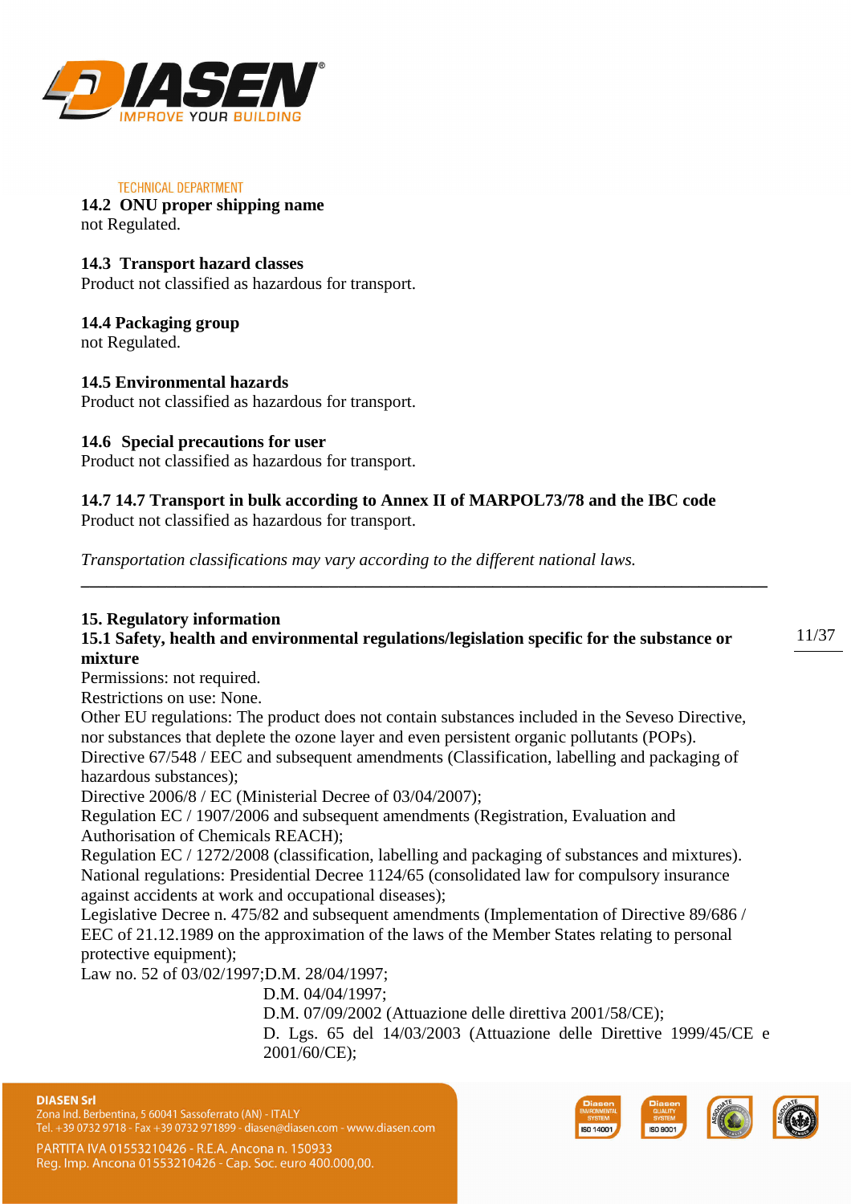### 14.2 ONU proper shipping name

not Regulated.

### 14.3 Transport hazard classes

Product not classified as hazardous for transport.

### 14.4 Packaging group

not Regulated.

### 14.5 Environmental hazards

Product not classified as hazardous for transport.

### 14.6 Special precautions for user

Product not classified as hazardous for transport.

### 14.7 14.7 Transport in bulk according to Annex II of MARPOL73/78 and the IBC code

Product not classified as hazardous for transport.

*Transportation classifications may vary according to the different national laws.*

---

## 15. Regulatory information

### 15.1 Safety, health and environmental regulations/legislation specific for the substance or mixture

Permissions: not required.
Restrictions on use: None.
Other EU regulations: The product does not contain substances included in the Seveso Directive, nor substances that deplete the ozone layer and even persistent organic pollutants (POPs).
Directive 67/548 / EEC and subsequent amendments (Classification, labelling and packaging of hazardous substances);
Directive 2006/8 / EC (Ministerial Decree of 03/04/2007);
Regulation EC / 1907/2006 and subsequent amendments (Registration, Evaluation and Authorisation of Chemicals REACH);
Regulation EC / 1272/2008 (classification, labelling and packaging of substances and mixtures).
National regulations: Presidential Decree 1124/65 (consolidated law for compulsory insurance against accidents at work and occupational diseases);
Legislative Decree n. 475/82 and subsequent amendments (Implementation of Directive 89/686 / EEC of 21.12.1989 on the approximation of the laws of the Member States relating to personal protective equipment);
Law no. 52 of 03/02/1997;D.M. 28/04/1997;
D.M. 04/04/1997;
D.M. 07/09/2002 (Attuazione delle direttiva 2001/58/CE);
D. Lgs. 65 del 14/03/2003 (Attuazione delle Direttive 1999/45/CE e 2001/60/CE);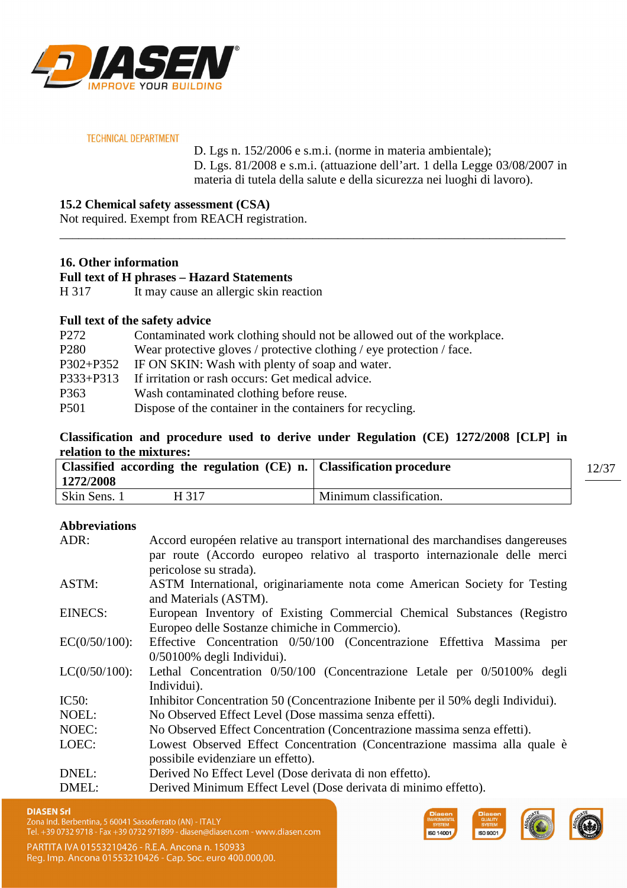D. Lgs n. 152/2006 e s.m.i. (norme in materia ambientale);
D. Lgs. 81/2008 e s.m.i. (attuazione dell'art. 1 della Legge 03/08/2007 in materia di tutela della salute e della sicurezza nei luoghi di lavoro).

**15.2 Chemical safety assessment (CSA)**
Not required. Exempt from REACH registration.

---

## 16. Other information

**Full text of H phrases – Hazard Statements**

H 317 It may cause an allergic skin reaction

**Full text of the safety advice**

| | |
|---|---|
| P272 | Contaminated work clothing should not be allowed out of the workplace. |
| P280 | Wear protective gloves / protective clothing / eye protection / face. |
| P302+P352 | IF ON SKIN: Wash with plenty of soap and water. |
| P333+P313 | If irritation or rash occurs: Get medical advice. |
| P363 | Wash contaminated clothing before reuse. |
| P501 | Dispose of the container in the containers for recycling. |

**Classification and procedure used to derive under Regulation (CE) 1272/2008 [CLP] in relation to the mixtures:**

| Classified according the regulation (CE) n. 1272/2008 | | Classification procedure |
|---|---|---|
| Skin Sens. 1 | H 317 | Minimum classification. |

**Abbreviations**

| | |
|---|---|
| ADR: | Accord européen relative au transport international des marchandises dangereuses par route (Accordo europeo relativo al trasporto internazionale delle merci pericolose su strada). |
| ASTM: | ASTM International, originariamente nota come American Society for Testing and Materials (ASTM). |
| EINECS: | European Inventory of Existing Commercial Chemical Substances (Registro Europeo delle Sostanze chimiche in Commercio). |
| EC(0/50/100): | Effective Concentration 0/50/100 (Concentrazione Effettiva Massima per 0/50100% degli Individui). |
| LC(0/50/100): | Lethal Concentration 0/50/100 (Concentrazione Letale per 0/50100% degli Individui). |
| IC50: | Inhibitor Concentration 50 (Concentrazione Inibente per il 50% degli Individui). |
| NOEL: | No Observed Effect Level (Dose massima senza effetti). |
| NOEC: | No Observed Effect Concentration (Concentrazione massima senza effetti). |
| LOEC: | Lowest Observed Effect Concentration (Concentrazione massima alla quale è possibile evidenziare un effetto). |
| DNEL: | Derived No Effect Level (Dose derivata di non effetto). |
| DMEL: | Derived Minimum Effect Level (Dose derivata di minimo effetto). |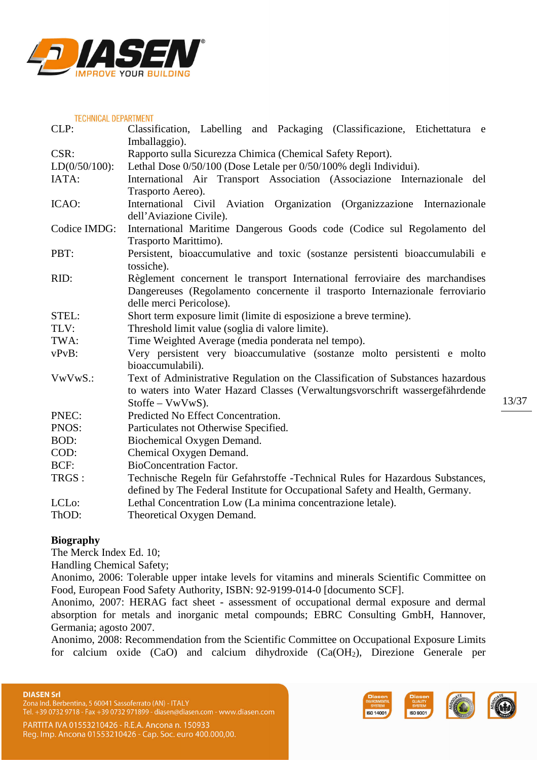CLP: Classification, Labelling and Packaging (Classificazione, Etichettatura e Imballaggio).

CSR: Rapporto sulla Sicurezza Chimica (Chemical Safety Report).

LD(0/50/100): Lethal Dose 0/50/100 (Dose Letale per 0/50/100% degli Individui).

IATA: International Air Transport Association (Associazione Internazionale del Trasporto Aereo).

ICAO: International Civil Aviation Organization (Organizzazione Internazionale dell'Aviazione Civile).

Codice IMDG: International Maritime Dangerous Goods code (Codice sul Regolamento del Trasporto Marittimo).

PBT: Persistent, bioaccumulative and toxic (sostanze persistenti bioaccumulabili e tossiche).

RID: Règlement concernent le transport International ferroviaire des marchandises Dangereuses (Regolamento concernente il trasporto Internazionale ferroviario delle merci Pericolose).

STEL: Short term exposure limit (limite di esposizione a breve termine).

TLV: Threshold limit value (soglia di valore limite).

TWA: Time Weighted Average (media ponderata nel tempo).

vPvB: Very persistent very bioaccumulative (sostanze molto persistenti e molto bioaccumulabili).

VwVwS.: Text of Administrative Regulation on the Classification of Substances hazardous to waters into Water Hazard Classes (Verwaltungsvorschrift wassergefährdende Stoffe – VwVwS).

PNEC: Predicted No Effect Concentration.

PNOS: Particulates not Otherwise Specified.

BOD: Biochemical Oxygen Demand.

COD: Chemical Oxygen Demand.

BCF: BioConcentration Factor.

TRGS : Technische Regeln für Gefahrstoffe -Technical Rules for Hazardous Substances, defined by The Federal Institute for Occupational Safety and Health, Germany.

LCLo: Lethal Concentration Low (La minima concentrazione letale).

ThOD: Theoretical Oxygen Demand.

**Biography**

The Merck Index Ed. 10;

Handling Chemical Safety;

Anonimo, 2006: Tolerable upper intake levels for vitamins and minerals Scientific Committee on Food, European Food Safety Authority, ISBN: 92-9199-014-0 [documento SCF].

Anonimo, 2007: HERAG fact sheet - assessment of occupational dermal exposure and dermal absorption for metals and inorganic metal compounds; EBRC Consulting GmbH, Hannover, Germania; agosto 2007.

Anonimo, 2008: Recommendation from the Scientific Committee on Occupational Exposure Limits for calcium oxide (CaO) and calcium dihydroxide ($Ca(OH_2)$), Direzione Generale per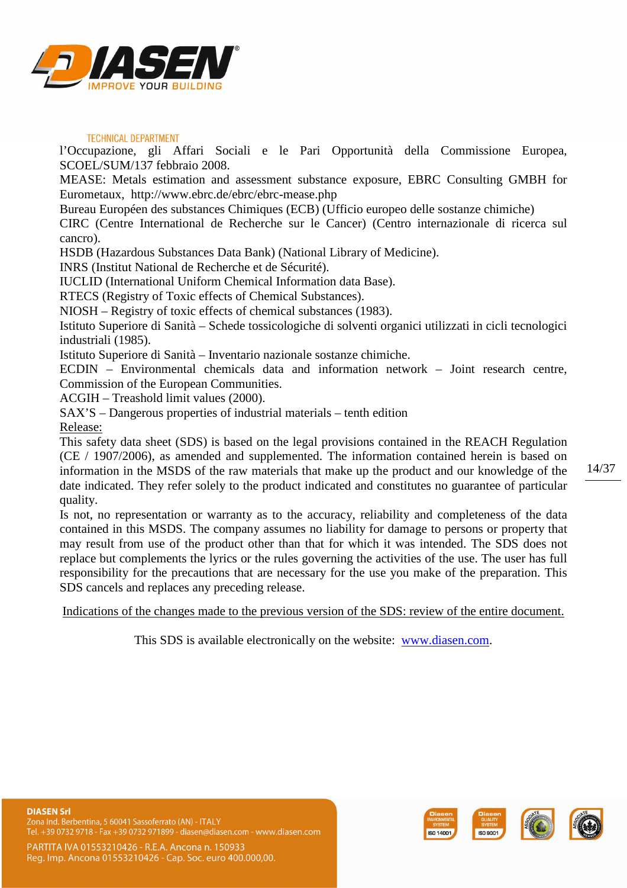l'Occupazione, gli Affari Sociali e le Pari Opportunità della Commissione Europea, SCOEL/SUM/137 febbraio 2008.
MEASE: Metals estimation and assessment substance exposure, EBRC Consulting GMBH for Eurometaux, http://www.ebrc.de/ebrc/ebrc-mease.php
Bureau Européen des substances Chimiques (ECB) (Ufficio europeo delle sostanze chimiche)
CIRC (Centre International de Recherche sur le Cancer) (Centro internazionale di ricerca sul cancro).
HSDB (Hazardous Substances Data Bank) (National Library of Medicine).
INRS (Institut National de Recherche et de Sécurité).
IUCLID (International Uniform Chemical Information data Base).
RTECS (Registry of Toxic effects of Chemical Substances).
NIOSH – Registry of toxic effects of chemical substances (1983).
Istituto Superiore di Sanità – Schede tossicologiche di solventi organici utilizzati in cicli tecnologici industriali (1985).
Istituto Superiore di Sanità – Inventario nazionale sostanze chimiche.
ECDIN – Environmental chemicals data and information network – Joint research centre, Commission of the European Communities.
ACGIH – Treashold limit values (2000).
SAX'S – Dangerous properties of industrial materials – tenth edition

Release:

This safety data sheet (SDS) is based on the legal provisions contained in the REACH Regulation (CE / 1907/2006), as amended and supplemented. The information contained herein is based on information in the MSDS of the raw materials that make up the product and our knowledge of the date indicated. They refer solely to the product indicated and constitutes no guarantee of particular quality.

Is not, no representation or warranty as to the accuracy, reliability and completeness of the data contained in this MSDS. The company assumes no liability for damage to persons or property that may result from use of the product other than that for which it was intended. The SDS does not replace but complements the lyrics or the rules governing the activities of the use. The user has full responsibility for the precautions that are necessary for the use you make of the preparation. This SDS cancels and replaces any preceding release.

Indications of the changes made to the previous version of the SDS: review of the entire document.

This SDS is available electronically on the website: www.diasen.com.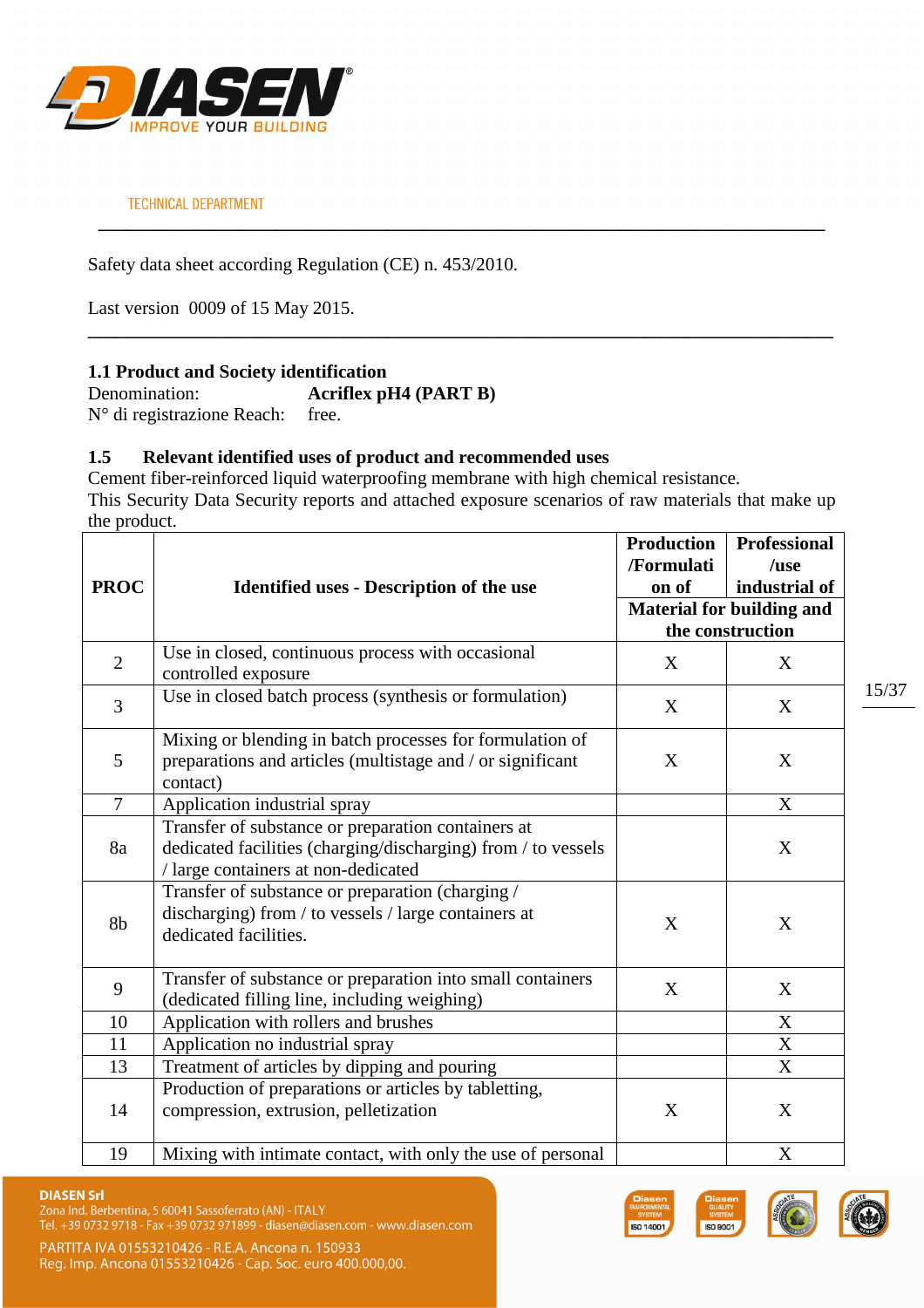TECHNICAL DEPARTMENT

Safety data sheet according Regulation (CE) n. 453/2010.

Last version 0009 of 15 May 2015.

### 1.1 Product and Society identification

Denomination: **Acriflex pH4 (PART B)**
N° di registrazione Reach: free.

### 1.5 Relevant identified uses of product and recommended uses

Cement fiber-reinforced liquid waterproofing membrane with high chemical resistance.
This Security Data Security reports and attached exposure scenarios of raw materials that make up the product.

| PROC | Identified uses - Description of the use | Production /Formulation of | Professional /use industrial of |
|---|---|---|---|
| | | Material for building and the construction | |
| 2 | Use in closed, continuous process with occasional controlled exposure | X | X |
| 3 | Use in closed batch process (synthesis or formulation) | X | X |
| 5 | Mixing or blending in batch processes for formulation of preparations and articles (multistage and / or significant contact) | X | X |
| 7 | Application industrial spray | | X |
| 8a | Transfer of substance or preparation containers at dedicated facilities (charging/discharging) from / to vessels / large containers at non-dedicated | | X |
| 8b | Transfer of substance or preparation (charging / discharging) from / to vessels / large containers at dedicated facilities. | X | X |
| 9 | Transfer of substance or preparation into small containers (dedicated filling line, including weighing) | X | X |
| 10 | Application with rollers and brushes | | X |
| 11 | Application no industrial spray | | X |
| 13 | Treatment of articles by dipping and pouring | | X |
| 14 | Production of preparations or articles by tabletting, compression, extrusion, pelletization | X | X |
| 19 | Mixing with intimate contact, with only the use of personal | | X |

**DIASEN Srl**
Zona Ind. Berbentina, 5 60041 Sassoferrato (AN) - ITALY
Tel. +39 0732 9718 - Fax +39 0732 971899 - diasen@diasen.com - www.diasen.com
PARTITA IVA 01553210426 - R.E.A. Ancona n. 150933
Reg. Imp. Ancona 01553210426 - Cap. Soc. euro 400.000,00.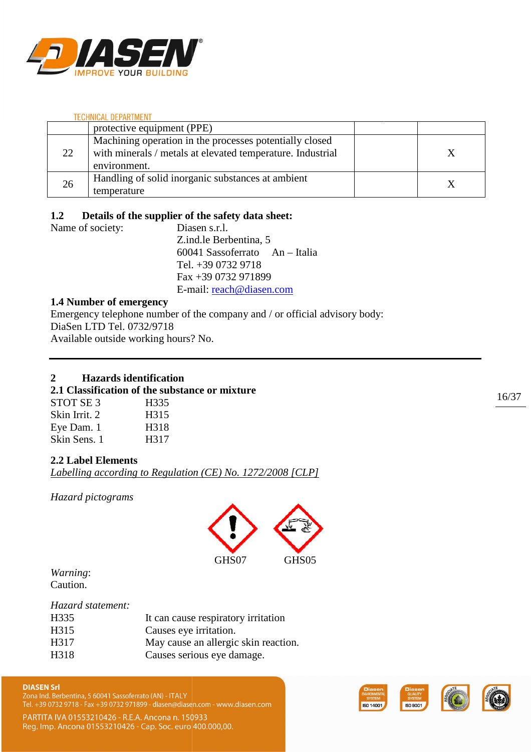| | protective equipment (PPE) | | |
|---|---|---|---|
| 22 | Machining operation in the processes potentially closed with minerals / metals at elevated temperature. Industrial environment. | | X |
| 26 | Handling of solid inorganic substances at ambient temperature | | X |

**1.2 Details of the supplier of the safety data sheet:**

Name of society: Diasen s.r.l.
Z.ind.le Berbentina, 5
60041 Sassoferrato An – Italia
Tel. +39 0732 9718
Fax +39 0732 971899
E-mail: reach@diasen.com

**1.4 Number of emergency**

Emergency telephone number of the company and / or official advisory body:
DiaSen LTD Tel. 0732/9718
Available outside working hours? No.

---

## 2 Hazards identification

### 2.1 Classification of the substance or mixture

STOT SE 3 H335
Skin Irrit. 2 H315
Eye Dam. 1 H318
Skin Sens. 1 H317

### 2.2 Label Elements

*Labelling according to Regulation (CE) No. 1272/2008 [CLP]*

*Hazard pictograms*

GHS07 GHS05

*Warning*:
Caution.

*Hazard statement:*

H335 It can cause respiratory irritation
H315 Causes eye irritation.
H317 May cause an allergic skin reaction.
H318 Causes serious eye damage.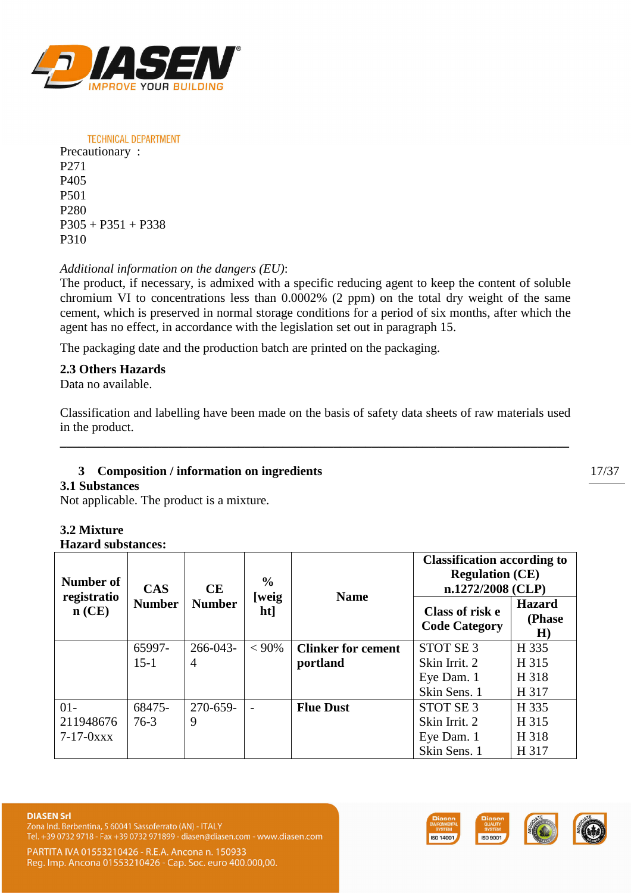Precautionary :
P271
P405
P501
P280
P305 + P351 + P338
P310

*Additional information on the dangers (EU)*:
The product, if necessary, is admixed with a specific reducing agent to keep the content of soluble chromium VI to concentrations less than 0.0002% (2 ppm) on the total dry weight of the same cement, which is preserved in normal storage conditions for a period of six months, after which the agent has no effect, in accordance with the legislation set out in paragraph 15.

The packaging date and the production batch are printed on the packaging.

**2.3 Others Hazards**
Data no available.

Classification and labelling have been made on the basis of safety data sheets of raw materials used in the product.

---

## 3 Composition / information on ingredients

**3.1 Substances**
Not applicable. The product is a mixture.

**3.2 Mixture**
**Hazard substances:**

| Number of registration (CE) | CAS Number | CE Number | % [weight] | Name | Classification according to Regulation (CE) n.1272/2008 (CLP) | |
|---|---|---|---|---|---|---|
| | | | | | **Class of risk e Code Category** | **Hazard (Phase H)** |
| | 65997-15-1 | 266-043-4 | < 90% | **Clinker for cement portland** | STOT SE 3<br>Skin Irrit. 2<br>Eye Dam. 1<br>Skin Sens. 1 | H 335<br>H 315<br>H 318<br>H 317 |
| 01-2119486767-17-0xxx | 68475-76-3 | 270-659-9 | - | **Flue Dust** | STOT SE 3<br>Skin Irrit. 2<br>Eye Dam. 1<br>Skin Sens. 1 | H 335<br>H 315<br>H 318<br>H 317 |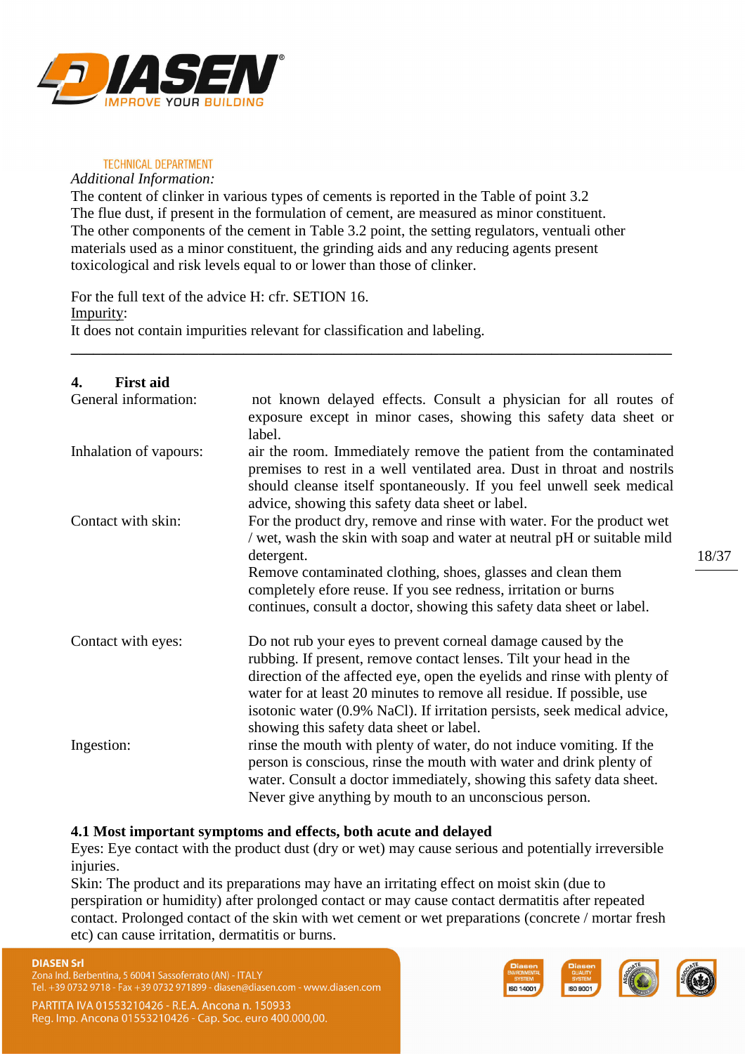*Additional Information:*

The content of clinker in various types of cements is reported in the Table of point 3.2

The flue dust, if present in the formulation of cement, are measured as minor constituent.

The other components of the cement in Table 3.2 point, the setting regulators, ventuali other materials used as a minor constituent, the grinding aids and any reducing agents present toxicological and risk levels equal to or lower than those of clinker.

For the full text of the advice H: cfr. SETION 16.

Impurity:

It does not contain impurities relevant for classification and labeling.

---

## 4. First aid

| | |
|---|---|
| General information: | not known delayed effects. Consult a physician for all routes of exposure except in minor cases, showing this safety data sheet or label. |
| Inhalation of vapours: | air the room. Immediately remove the patient from the contaminated premises to rest in a well ventilated area. Dust in throat and nostrils should cleanse itself spontaneously. If you feel unwell seek medical advice, showing this safety data sheet or label. |
| Contact with skin: | For the product dry, remove and rinse with water. For the product wet / wet, wash the skin with soap and water at neutral pH or suitable mild detergent. Remove contaminated clothing, shoes, glasses and clean them completely efore reuse. If you see redness, irritation or burns continues, consult a doctor, showing this safety data sheet or label. |
| Contact with eyes: | Do not rub your eyes to prevent corneal damage caused by the rubbing. If present, remove contact lenses. Tilt your head in the direction of the affected eye, open the eyelids and rinse with plenty of water for at least 20 minutes to remove all residue. If possible, use isotonic water (0.9% NaCl). If irritation persists, seek medical advice, showing this safety data sheet or label. |
| Ingestion: | rinse the mouth with plenty of water, do not induce vomiting. If the person is conscious, rinse the mouth with water and drink plenty of water. Consult a doctor immediately, showing this safety data sheet. Never give anything by mouth to an unconscious person. |

### 4.1 Most important symptoms and effects, both acute and delayed

Eyes: Eye contact with the product dust (dry or wet) may cause serious and potentially irreversible injuries.

Skin: The product and its preparations may have an irritating effect on moist skin (due to perspiration or humidity) after prolonged contact or may cause contact dermatitis after repeated contact. Prolonged contact of the skin with wet cement or wet preparations (concrete / mortar fresh etc) can cause irritation, dermatitis or burns.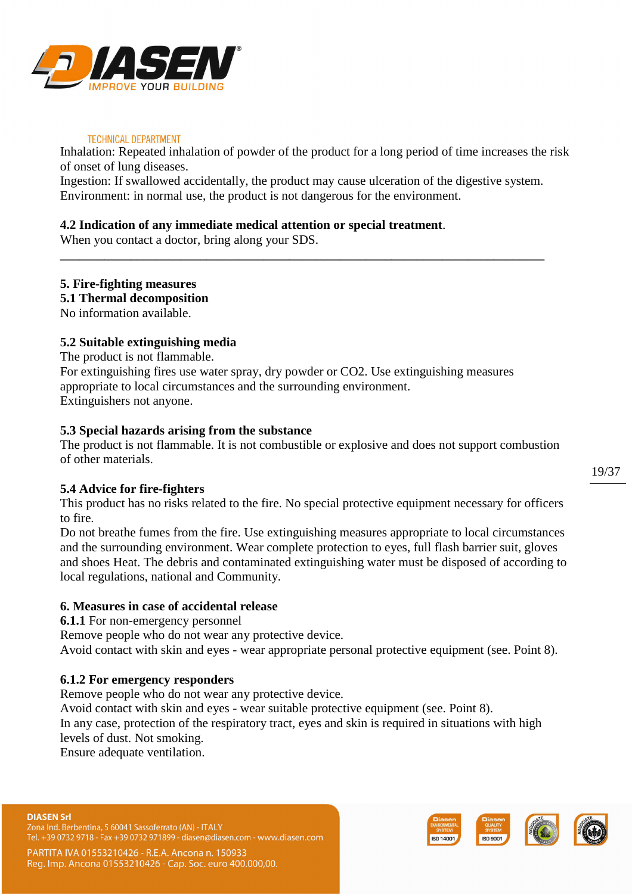Inhalation: Repeated inhalation of powder of the product for a long period of time increases the risk of onset of lung diseases.
Ingestion: If swallowed accidentally, the product may cause ulceration of the digestive system.
Environment: in normal use, the product is not dangerous for the environment.

**4.2 Indication of any immediate medical attention or special treatment**.
When you contact a doctor, bring along your SDS.

---

## 5. Fire-fighting measures

### 5.1 Thermal decomposition

No information available.

### 5.2 Suitable extinguishing media

The product is not flammable.
For extinguishing fires use water spray, dry powder or CO2. Use extinguishing measures appropriate to local circumstances and the surrounding environment.
Extinguishers not anyone.

### 5.3 Special hazards arising from the substance

The product is not flammable. It is not combustible or explosive and does not support combustion of other materials.

### 5.4 Advice for fire-fighters

This product has no risks related to the fire. No special protective equipment necessary for officers to fire.
Do not breathe fumes from the fire. Use extinguishing measures appropriate to local circumstances and the surrounding environment. Wear complete protection to eyes, full flash barrier suit, gloves and shoes Heat. The debris and contaminated extinguishing water must be disposed of according to local regulations, national and Community.

## 6. Measures in case of accidental release

**6.1.1** For non-emergency personnel
Remove people who do not wear any protective device.
Avoid contact with skin and eyes - wear appropriate personal protective equipment (see. Point 8).

### 6.1.2 For emergency responders

Remove people who do not wear any protective device.
Avoid contact with skin and eyes - wear suitable protective equipment (see. Point 8).
In any case, protection of the respiratory tract, eyes and skin is required in situations with high levels of dust. Not smoking.
Ensure adequate ventilation.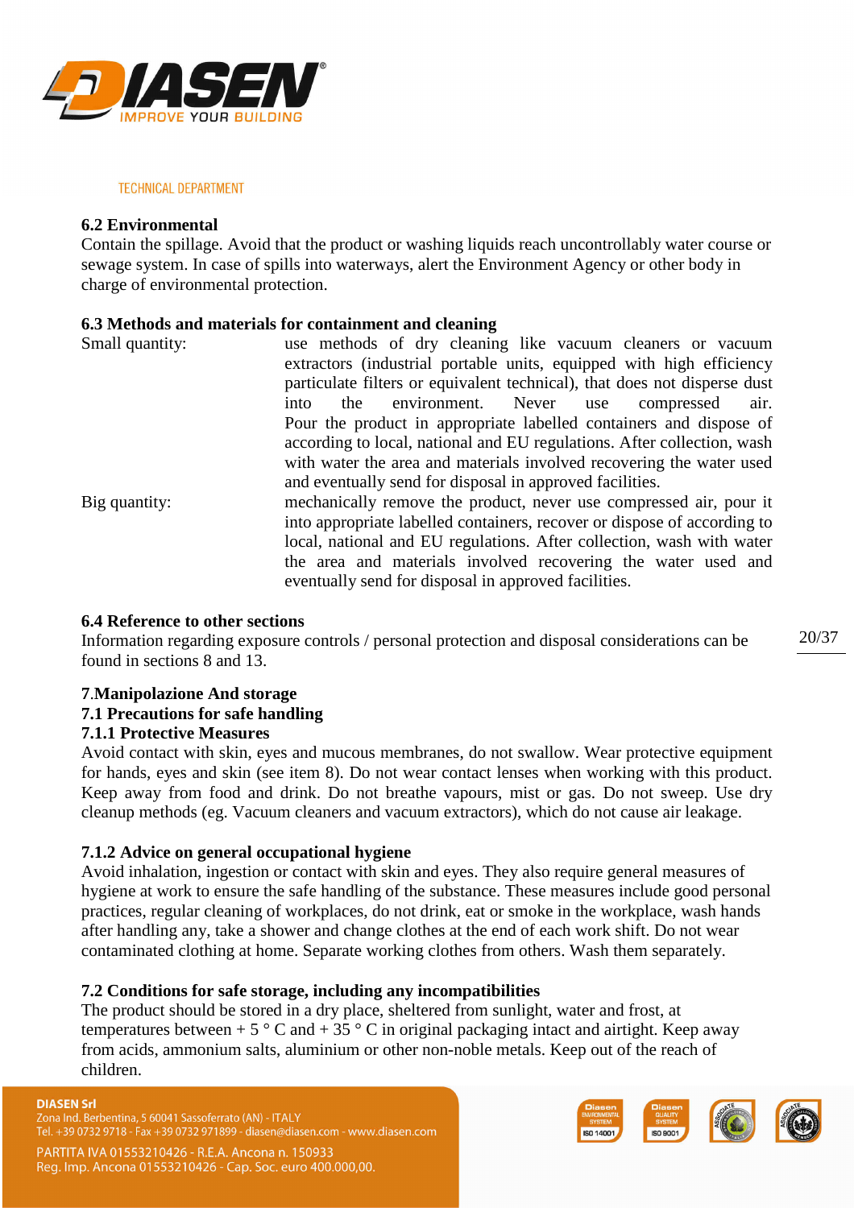TECHNICAL DEPARTMENT

### 6.2 Environmental

Contain the spillage. Avoid that the product or washing liquids reach uncontrollably water course or sewage system. In case of spills into waterways, alert the Environment Agency or other body in charge of environmental protection.

### 6.3 Methods and materials for containment and cleaning

Small quantity: use methods of dry cleaning like vacuum cleaners or vacuum extractors (industrial portable units, equipped with high efficiency particulate filters or equivalent technical), that does not disperse dust into the environment. Never use compressed air. Pour the product in appropriate labelled containers and dispose of according to local, national and EU regulations. After collection, wash with water the area and materials involved recovering the water used and eventually send for disposal in approved facilities.

Big quantity: mechanically remove the product, never use compressed air, pour it into appropriate labelled containers, recover or dispose of according to local, national and EU regulations. After collection, wash with water the area and materials involved recovering the water used and eventually send for disposal in approved facilities.

### 6.4 Reference to other sections

Information regarding exposure controls / personal protection and disposal considerations can be found in sections 8 and 13.

## 7.Manipolazione And storage

### 7.1 Precautions for safe handling

#### 7.1.1 Protective Measures

Avoid contact with skin, eyes and mucous membranes, do not swallow. Wear protective equipment for hands, eyes and skin (see item 8). Do not wear contact lenses when working with this product. Keep away from food and drink. Do not breathe vapours, mist or gas. Do not sweep. Use dry cleanup methods (eg. Vacuum cleaners and vacuum extractors), which do not cause air leakage.

#### 7.1.2 Advice on general occupational hygiene

Avoid inhalation, ingestion or contact with skin and eyes. They also require general measures of hygiene at work to ensure the safe handling of the substance. These measures include good personal practices, regular cleaning of workplaces, do not drink, eat or smoke in the workplace, wash hands after handling any, take a shower and change clothes at the end of each work shift. Do not wear contaminated clothing at home. Separate working clothes from others. Wash them separately.

### 7.2 Conditions for safe storage, including any incompatibilities

The product should be stored in a dry place, sheltered from sunlight, water and frost, at temperatures between + 5 ° C and + 35 ° C in original packaging intact and airtight. Keep away from acids, ammonium salts, aluminium or other non-noble metals. Keep out of the reach of children.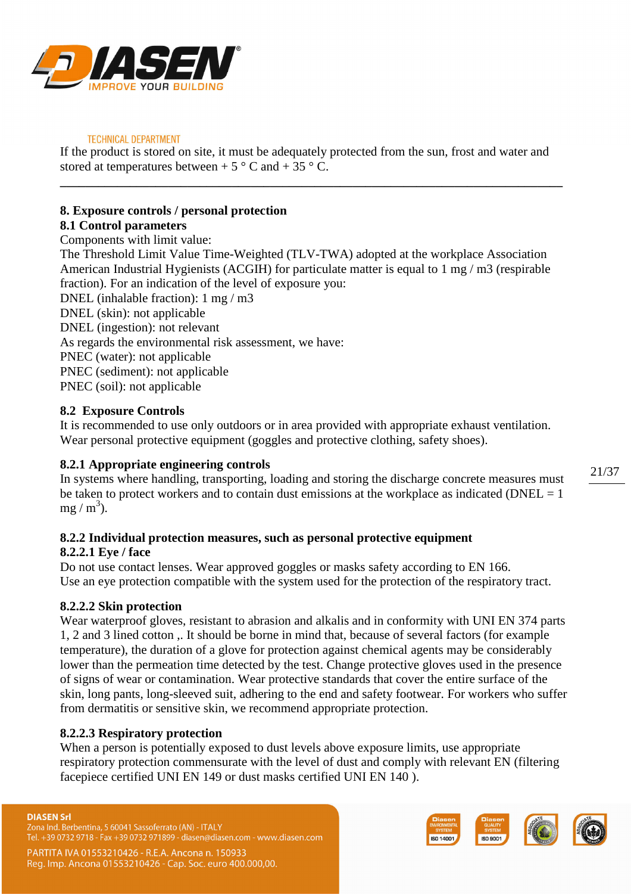If the product is stored on site, it must be adequately protected from the sun, frost and water and stored at temperatures between + 5 ° C and + 35 ° C.

---

## 8. Exposure controls / personal protection

### 8.1 Control parameters

Components with limit value:
The Threshold Limit Value Time-Weighted (TLV-TWA) adopted at the workplace Association American Industrial Hygienists (ACGIH) for particulate matter is equal to 1 mg / m3 (respirable fraction). For an indication of the level of exposure you:
DNEL (inhalable fraction): 1 mg / m3
DNEL (skin): not applicable
DNEL (ingestion): not relevant
As regards the environmental risk assessment, we have:
PNEC (water): not applicable
PNEC (sediment): not applicable
PNEC (soil): not applicable

### 8.2 Exposure Controls

It is recommended to use only outdoors or in area provided with appropriate exhaust ventilation. Wear personal protective equipment (goggles and protective clothing, safety shoes).

#### 8.2.1 Appropriate engineering controls

In systems where handling, transporting, loading and storing the discharge concrete measures must be taken to protect workers and to contain dust emissions at the workplace as indicated (DNEL = 1 mg / $m^3$).

#### 8.2.2 Individual protection measures, such as personal protective equipment

##### 8.2.2.1 Eye / face

Do not use contact lenses. Wear approved goggles or masks safety according to EN 166.
Use an eye protection compatible with the system used for the protection of the respiratory tract.

##### 8.2.2.2 Skin protection

Wear waterproof gloves, resistant to abrasion and alkalis and in conformity with UNI EN 374 parts 1, 2 and 3 lined cotton ,. It should be borne in mind that, because of several factors (for example temperature), the duration of a glove for protection against chemical agents may be considerably lower than the permeation time detected by the test. Change protective gloves used in the presence of signs of wear or contamination. Wear protective standards that cover the entire surface of the skin, long pants, long-sleeved suit, adhering to the end and safety footwear. For workers who suffer from dermatitis or sensitive skin, we recommend appropriate protection.

##### 8.2.2.3 Respiratory protection

When a person is potentially exposed to dust levels above exposure limits, use appropriate respiratory protection commensurate with the level of dust and comply with relevant EN (filtering facepiece certified UNI EN 149 or dust masks certified UNI EN 140 ).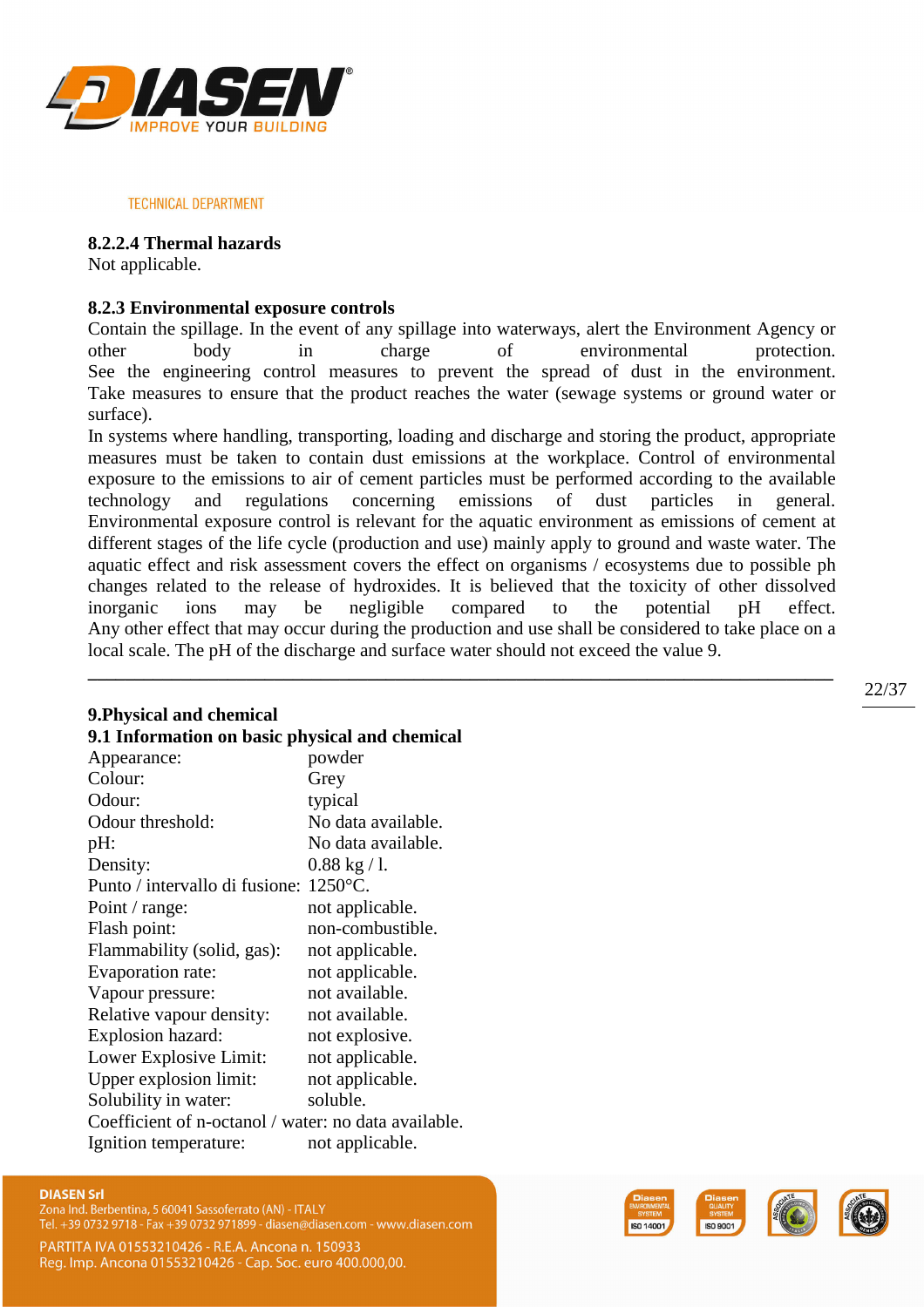### 8.2.2.4 Thermal hazards

Not applicable.

### 8.2.3 Environmental exposure controls

Contain the spillage. In the event of any spillage into waterways, alert the Environment Agency or other body in charge of environmental protection.
See the engineering control measures to prevent the spread of dust in the environment. Take measures to ensure that the product reaches the water (sewage systems or ground water or surface).
In systems where handling, transporting, loading and discharge and storing the product, appropriate measures must be taken to contain dust emissions at the workplace. Control of environmental exposure to the emissions to air of cement particles must be performed according to the available technology and regulations concerning emissions of dust particles in general.
Environmental exposure control is relevant for the aquatic environment as emissions of cement at different stages of the life cycle (production and use) mainly apply to ground and waste water. The aquatic effect and risk assessment covers the effect on organisms / ecosystems due to possible ph changes related to the release of hydroxides. It is believed that the toxicity of other dissolved inorganic ions may be negligible compared to the potential pH effect.
Any other effect that may occur during the production and use shall be considered to take place on a local scale. The pH of the discharge and surface water should not exceed the value 9.

---

## 9.Physical and chemical

### 9.1 Information on basic physical and chemical

| | |
|---|---|
| Appearance: | powder |
| Colour: | Grey |
| Odour: | typical |
| Odour threshold: | No data available. |
| pH: | No data available. |
| Density: | 0.88 kg / l. |
| Punto / intervallo di fusione: | 1250°C. |
| Point / range: | not applicable. |
| Flash point: | non-combustible. |
| Flammability (solid, gas): | not applicable. |
| Evaporation rate: | not applicable. |
| Vapour pressure: | not available. |
| Relative vapour density: | not available. |
| Explosion hazard: | not explosive. |
| Lower Explosive Limit: | not applicable. |
| Upper explosion limit: | not applicable. |
| Solubility in water: | soluble. |
| Coefficient of n-octanol / water: | no data available. |
| Ignition temperature: | not applicable. |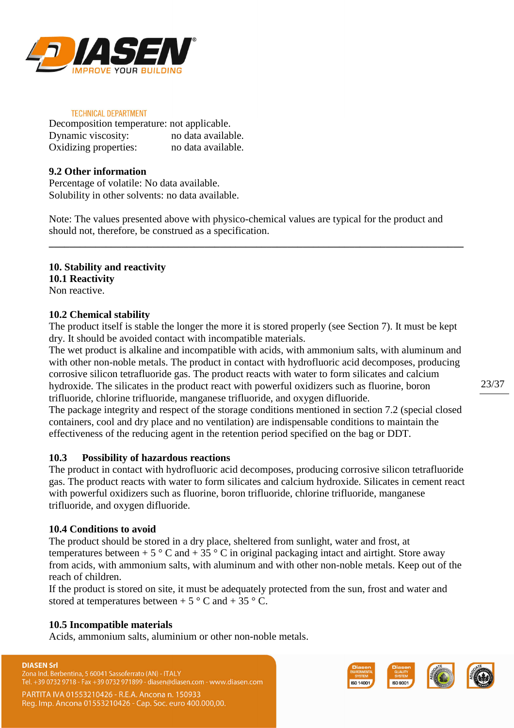Decomposition temperature: not applicable.
Dynamic viscosity: no data available.
Oxidizing properties: no data available.

**9.2 Other information**
Percentage of volatile: No data available.
Solubility in other solvents: no data available.

Note: The values presented above with physico-chemical values are typical for the product and should not, therefore, be construed as a specification.

---

**10. Stability and reactivity**
**10.1 Reactivity**
Non reactive.

**10.2 Chemical stability**
The product itself is stable the longer the more it is stored properly (see Section 7). It must be kept dry. It should be avoided contact with incompatible materials.
The wet product is alkaline and incompatible with acids, with ammonium salts, with aluminum and with other non-noble metals. The product in contact with hydrofluoric acid decomposes, producing corrosive silicon tetrafluoride gas. The product reacts with water to form silicates and calcium hydroxide. The silicates in the product react with powerful oxidizers such as fluorine, boron trifluoride, chlorine trifluoride, manganese trifluoride, and oxygen difluoride.
The package integrity and respect of the storage conditions mentioned in section 7.2 (special closed containers, cool and dry place and no ventilation) are indispensable conditions to maintain the effectiveness of the reducing agent in the retention period specified on the bag or DDT.

**10.3 Possibility of hazardous reactions**
The product in contact with hydrofluoric acid decomposes, producing corrosive silicon tetrafluoride gas. The product reacts with water to form silicates and calcium hydroxide. Silicates in cement react with powerful oxidizers such as fluorine, boron trifluoride, chlorine trifluoride, manganese trifluoride, and oxygen difluoride.

**10.4 Conditions to avoid**
The product should be stored in a dry place, sheltered from sunlight, water and frost, at temperatures between + 5 ° C and + 35 ° C in original packaging intact and airtight. Store away from acids, with ammonium salts, with aluminum and with other non-noble metals. Keep out of the reach of children.
If the product is stored on site, it must be adequately protected from the sun, frost and water and stored at temperatures between + 5 ° C and + 35 ° C.

**10.5 Incompatible materials**
Acids, ammonium salts, aluminium or other non-noble metals.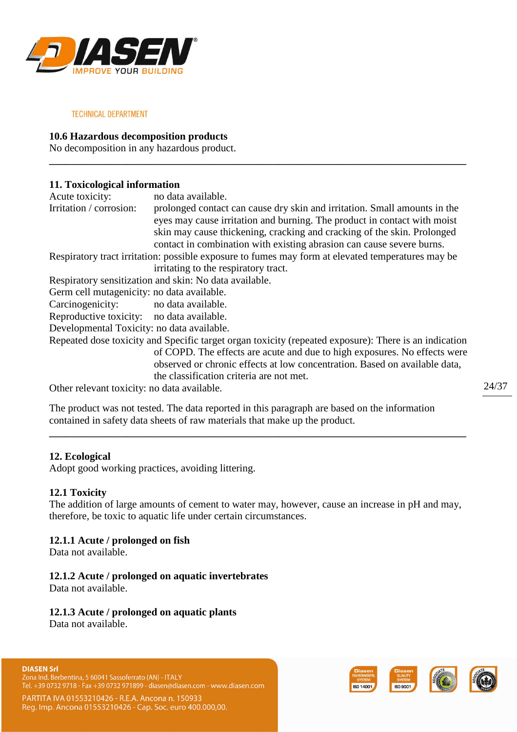### 10.6 Hazardous decomposition products

No decomposition in any hazardous product.

---

## 11. Toxicological information

Acute toxicity: no data available.

Irritation / corrosion: prolonged contact can cause dry skin and irritation. Small amounts in the eyes may cause irritation and burning. The product in contact with moist skin may cause thickening, cracking and cracking of the skin. Prolonged contact in combination with existing abrasion can cause severe burns.

Respiratory tract irritation: possible exposure to fumes may form at elevated temperatures may be irritating to the respiratory tract.

Respiratory sensitization and skin: No data available.

Germ cell mutagenicity: no data available.

Carcinogenicity: no data available.

Reproductive toxicity: no data available.

Developmental Toxicity: no data available.

Repeated dose toxicity and Specific target organ toxicity (repeated exposure): There is an indication of COPD. The effects are acute and due to high exposures. No effects were observed or chronic effects at low concentration. Based on available data, the classification criteria are not met.

Other relevant toxicity: no data available.

The product was not tested. The data reported in this paragraph are based on the information contained in safety data sheets of raw materials that make up the product.

---

## 12. Ecological

Adopt good working practices, avoiding littering.

### 12.1 Toxicity

The addition of large amounts of cement to water may, however, cause an increase in pH and may, therefore, be toxic to aquatic life under certain circumstances.

#### 12.1.1 Acute / prolonged on fish

Data not available.

#### 12.1.2 Acute / prolonged on aquatic invertebrates

Data not available.

#### 12.1.3 Acute / prolonged on aquatic plants

Data not available.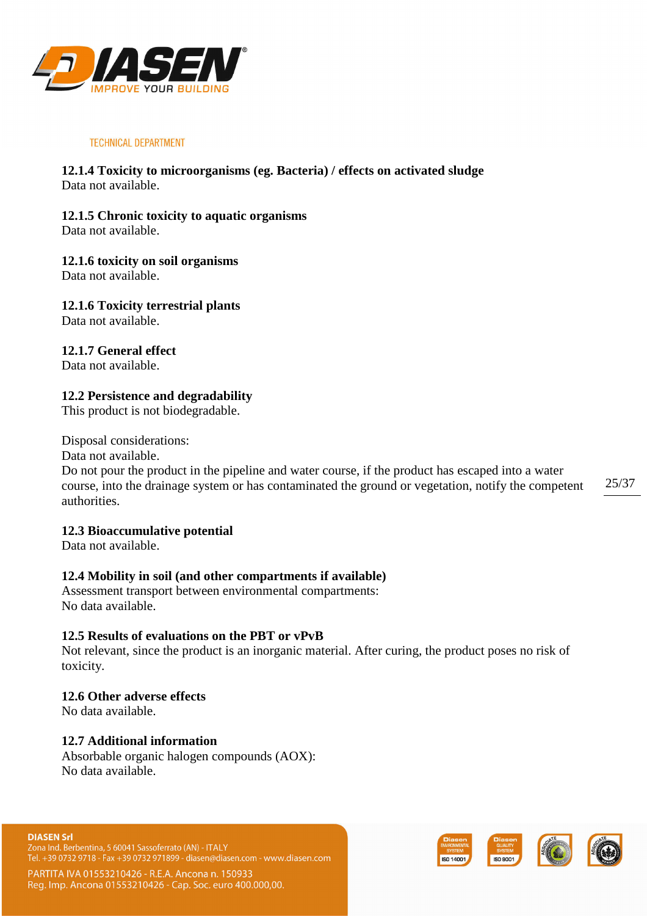#### 12.1.4 Toxicity to microorganisms (eg. Bacteria) / effects on activated sludge

Data not available.

#### 12.1.5 Chronic toxicity to aquatic organisms

Data not available.

#### 12.1.6 toxicity on soil organisms

Data not available.

#### 12.1.6 Toxicity terrestrial plants

Data not available.

#### 12.1.7 General effect

Data not available.

### 12.2 Persistence and degradability

This product is not biodegradable.

Disposal considerations:
Data not available.
Do not pour the product in the pipeline and water course, if the product has escaped into a water course, into the drainage system or has contaminated the ground or vegetation, notify the competent authorities.

### 12.3 Bioaccumulative potential

Data not available.

### 12.4 Mobility in soil (and other compartments if available)

Assessment transport between environmental compartments:
No data available.

### 12.5 Results of evaluations on the PBT or vPvB

Not relevant, since the product is an inorganic material. After curing, the product poses no risk of toxicity.

### 12.6 Other adverse effects

No data available.

### 12.7 Additional information

Absorbable organic halogen compounds (AOX):
No data available.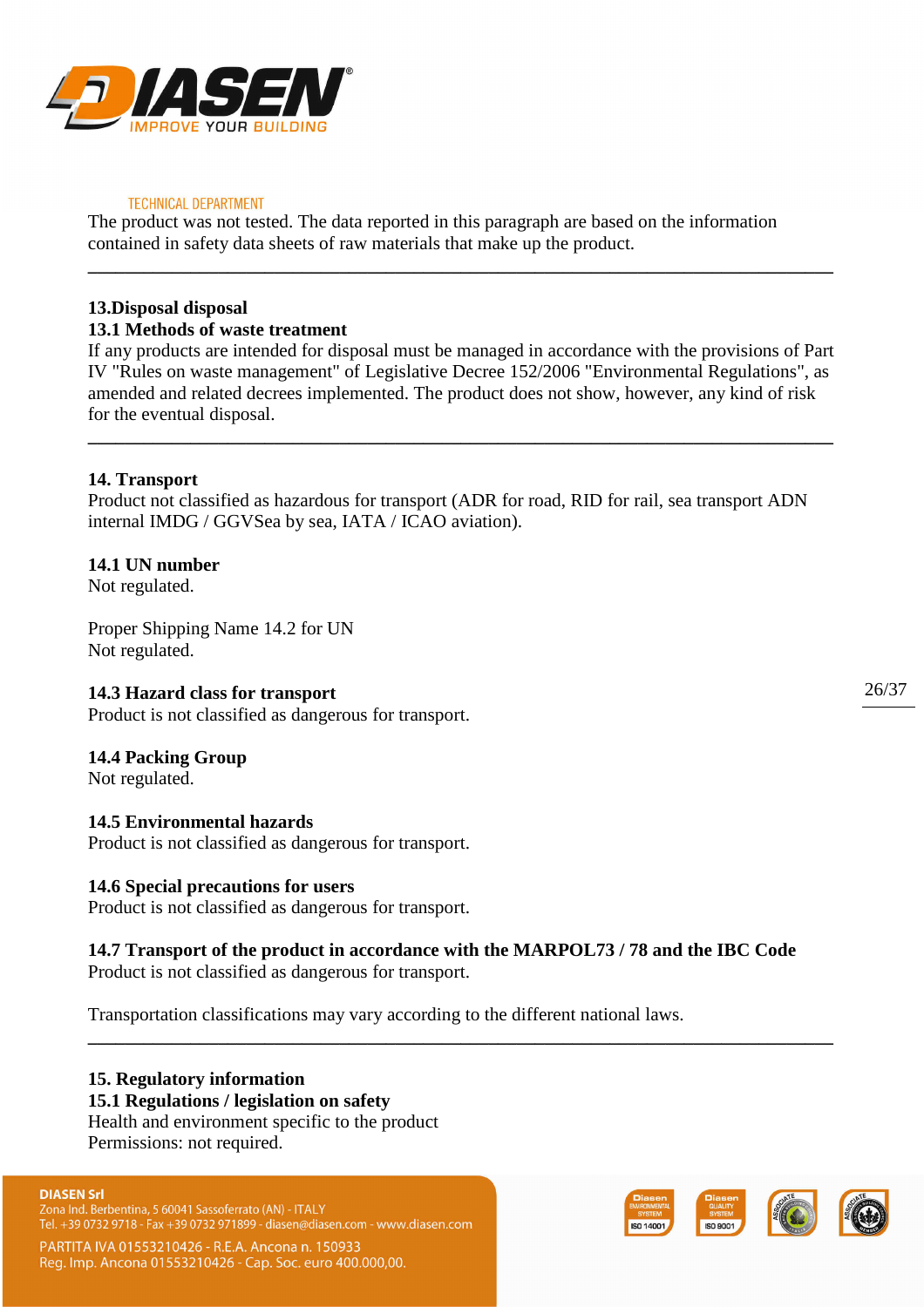The product was not tested. The data reported in this paragraph are based on the information contained in safety data sheets of raw materials that make up the product.

---

## 13.Disposal disposal

### 13.1 Methods of waste treatment

If any products are intended for disposal must be managed in accordance with the provisions of Part IV "Rules on waste management" of Legislative Decree 152/2006 "Environmental Regulations", as amended and related decrees implemented. The product does not show, however, any kind of risk for the eventual disposal.

---

## 14. Transport

Product not classified as hazardous for transport (ADR for road, RID for rail, sea transport ADN internal IMDG / GGVSea by sea, IATA / ICAO aviation).

### 14.1 UN number

Not regulated.

Proper Shipping Name 14.2 for UN
Not regulated.

### 14.3 Hazard class for transport

Product is not classified as dangerous for transport.

### 14.4 Packing Group

Not regulated.

### 14.5 Environmental hazards

Product is not classified as dangerous for transport.

### 14.6 Special precautions for users

Product is not classified as dangerous for transport.

### 14.7 Transport of the product in accordance with the MARPOL73 / 78 and the IBC Code

Product is not classified as dangerous for transport.

Transportation classifications may vary according to the different national laws.

---

## 15. Regulatory information

### 15.1 Regulations / legislation on safety

Health and environment specific to the product
Permissions: not required.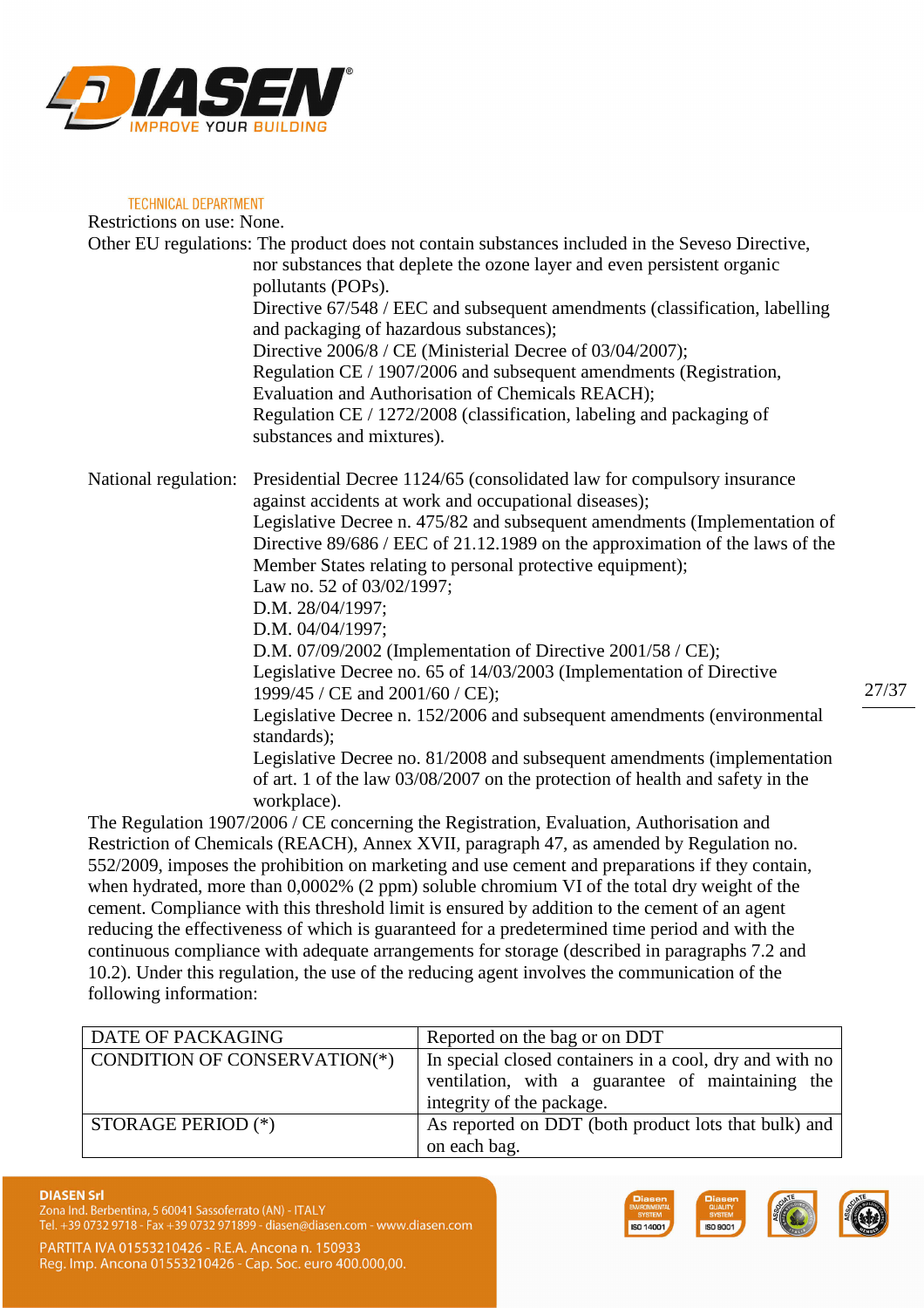Restrictions on use: None.

Other EU regulations: The product does not contain substances included in the Seveso Directive, nor substances that deplete the ozone layer and even persistent organic pollutants (POPs).
Directive 67/548 / EEC and subsequent amendments (classification, labelling and packaging of hazardous substances);
Directive 2006/8 / CE (Ministerial Decree of 03/04/2007);
Regulation CE / 1907/2006 and subsequent amendments (Registration, Evaluation and Authorisation of Chemicals REACH);
Regulation CE / 1272/2008 (classification, labeling and packaging of substances and mixtures).

National regulation: Presidential Decree 1124/65 (consolidated law for compulsory insurance against accidents at work and occupational diseases);
Legislative Decree n. 475/82 and subsequent amendments (Implementation of Directive 89/686 / EEC of 21.12.1989 on the approximation of the laws of the Member States relating to personal protective equipment);
Law no. 52 of 03/02/1997;
D.M. 28/04/1997;
D.M. 04/04/1997;
D.M. 07/09/2002 (Implementation of Directive 2001/58 / CE);
Legislative Decree no. 65 of 14/03/2003 (Implementation of Directive 1999/45 / CE and 2001/60 / CE);
Legislative Decree n. 152/2006 and subsequent amendments (environmental standards);
Legislative Decree no. 81/2008 and subsequent amendments (implementation of art. 1 of the law 03/08/2007 on the protection of health and safety in the workplace).

The Regulation 1907/2006 / CE concerning the Registration, Evaluation, Authorisation and Restriction of Chemicals (REACH), Annex XVII, paragraph 47, as amended by Regulation no. 552/2009, imposes the prohibition on marketing and use cement and preparations if they contain, when hydrated, more than 0,0002% (2 ppm) soluble chromium VI of the total dry weight of the cement. Compliance with this threshold limit is ensured by addition to the cement of an agent reducing the effectiveness of which is guaranteed for a predetermined time period and with the continuous compliance with adequate arrangements for storage (described in paragraphs 7.2 and 10.2). Under this regulation, the use of the reducing agent involves the communication of the following information:

| DATE OF PACKAGING | Reported on the bag or on DDT |
|---|---|
| CONDITION OF CONSERVATION(*) | In special closed containers in a cool, dry and with no ventilation, with a guarantee of maintaining the integrity of the package. |
| STORAGE PERIOD (*) | As reported on DDT (both product lots that bulk) and on each bag. |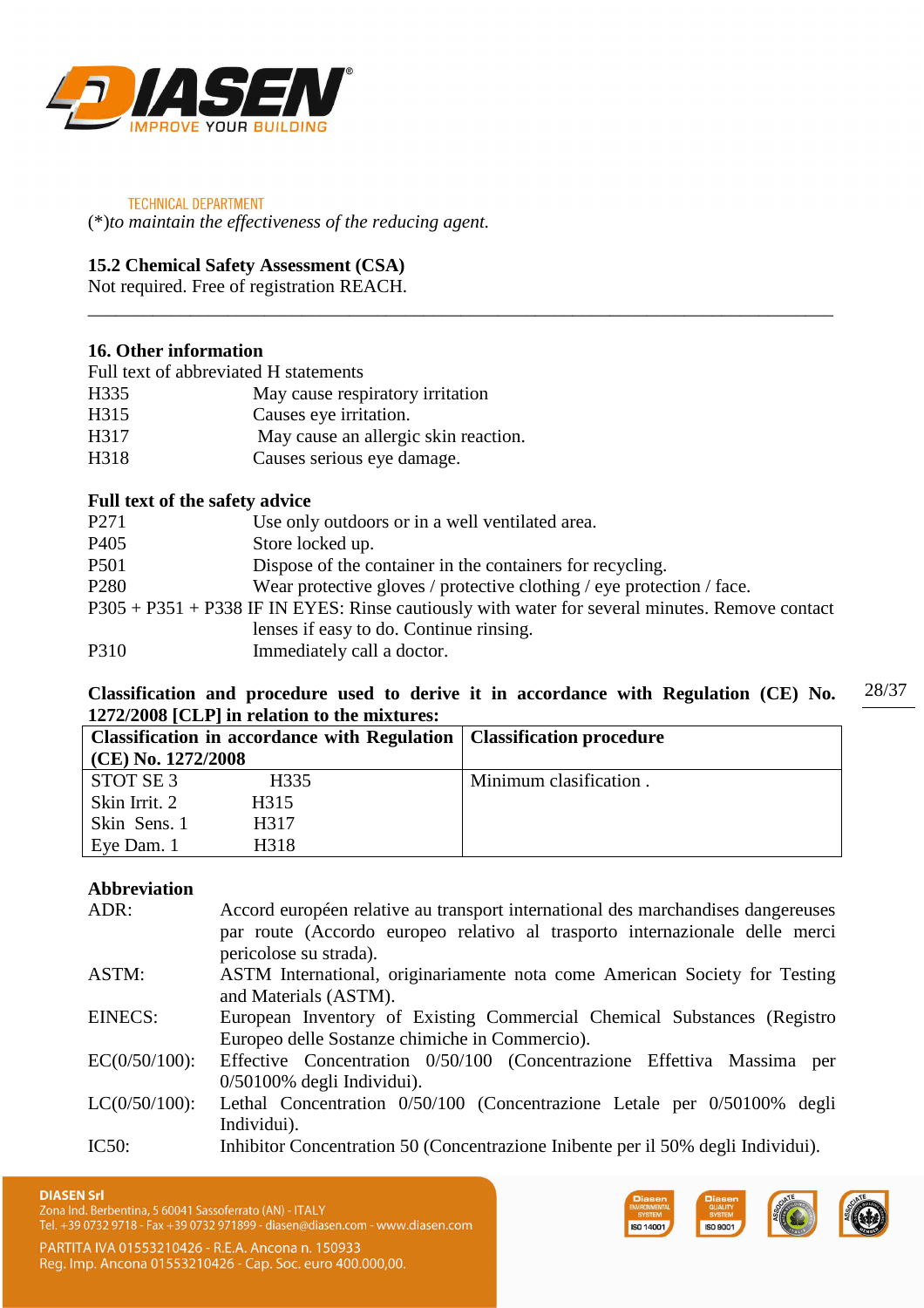(*)*to maintain the effectiveness of the reducing agent.*

**15.2 Chemical Safety Assessment (CSA)**

Not required. Free of registration REACH.

---

## 16. Other information

Full text of abbreviated H statements

| | |
|---|---|
| H335 | May cause respiratory irritation |
| H315 | Causes eye irritation. |
| H317 | May cause an allergic skin reaction. |
| H318 | Causes serious eye damage. |

**Full text of the safety advice**

| | |
|---|---|
| P271 | Use only outdoors or in a well ventilated area. |
| P405 | Store locked up. |
| P501 | Dispose of the container in the containers for recycling. |
| P280 | Wear protective gloves / protective clothing / eye protection / face. |
| P305 + P351 + P338 | IF IN EYES: Rinse cautiously with water for several minutes. Remove contact lenses if easy to do. Continue rinsing. |
| P310 | Immediately call a doctor. |

**Classification and procedure used to derive it in accordance with Regulation (CE) No. 1272/2008 [CLP] in relation to the mixtures:**

| Classification in accordance with Regulation (CE) No. 1272/2008 | | Classification procedure |
|---|---|---|
| STOT SE 3 | H335 | Minimum clasification . |
| Skin Irrit. 2 | H315 | |
| Skin Sens. 1 | H317 | |
| Eye Dam. 1 | H318 | |

**Abbreviation**

| | |
|---|---|
| ADR: | Accord européen relative au transport international des marchandises dangereuses par route (Accordo europeo relativo al trasporto internazionale delle merci pericolose su strada). |
| ASTM: | ASTM International, originariamente nota come American Society for Testing and Materials (ASTM). |
| EINECS: | European Inventory of Existing Commercial Chemical Substances (Registro Europeo delle Sostanze chimiche in Commercio). |
| EC(0/50/100): | Effective Concentration 0/50/100 (Concentrazione Effettiva Massima per 0/50100% degli Individui). |
| LC(0/50/100): | Lethal Concentration 0/50/100 (Concentrazione Letale per 0/50100% degli Individui). |
| IC50: | Inhibitor Concentration 50 (Concentrazione Inibente per il 50% degli Individui). |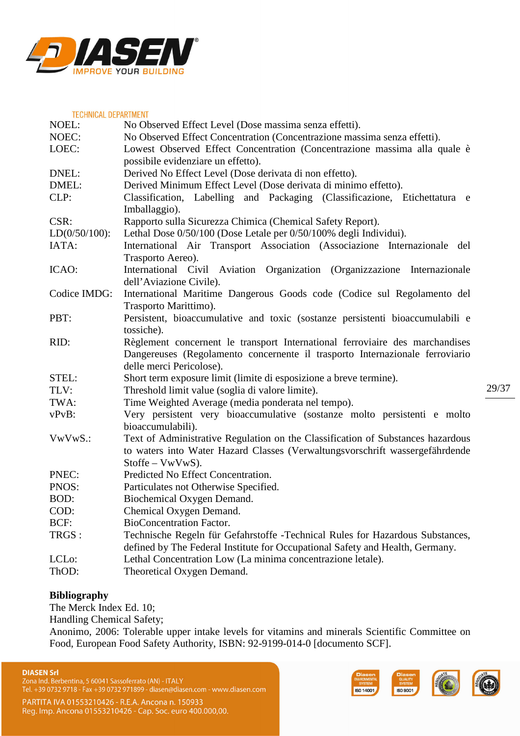| | |
|---|---|
| NOEL: | No Observed Effect Level (Dose massima senza effetti). |
| NOEC: | No Observed Effect Concentration (Concentrazione massima senza effetti). |
| LOEC: | Lowest Observed Effect Concentration (Concentrazione massima alla quale è possibile evidenziare un effetto). |
| DNEL: | Derived No Effect Level (Dose derivata di non effetto). |
| DMEL: | Derived Minimum Effect Level (Dose derivata di minimo effetto). |
| CLP: | Classification, Labelling and Packaging (Classificazione, Etichettatura e Imballaggio). |
| CSR: | Rapporto sulla Sicurezza Chimica (Chemical Safety Report). |
| LD(0/50/100): | Lethal Dose 0/50/100 (Dose Letale per 0/50/100% degli Individui). |
| IATA: | International Air Transport Association (Associazione Internazionale del Trasporto Aereo). |
| ICAO: | International Civil Aviation Organization (Organizzazione Internazionale dell'Aviazione Civile). |
| Codice IMDG: | International Maritime Dangerous Goods code (Codice sul Regolamento del Trasporto Marittimo). |
| PBT: | Persistent, bioaccumulative and toxic (sostanze persistenti bioaccumulabili e tossiche). |
| RID: | Règlement concernent le transport International ferroviaire des marchandises Dangereuses (Regolamento concernente il trasporto Internazionale ferroviario delle merci Pericolose). |
| STEL: | Short term exposure limit (limite di esposizione a breve termine). |
| TLV: | Threshold limit value (soglia di valore limite). |
| TWA: | Time Weighted Average (media ponderata nel tempo). |
| vPvB: | Very persistent very bioaccumulative (sostanze molto persistenti e molto bioaccumulabili). |
| VwVwS.: | Text of Administrative Regulation on the Classification of Substances hazardous to waters into Water Hazard Classes (Verwaltungsvorschrift wassergefährdende Stoffe – VwVwS). |
| PNEC: | Predicted No Effect Concentration. |
| PNOS: | Particulates not Otherwise Specified. |
| BOD: | Biochemical Oxygen Demand. |
| COD: | Chemical Oxygen Demand. |
| BCF: | BioConcentration Factor. |
| TRGS : | Technische Regeln für Gefahrstoffe -Technical Rules for Hazardous Substances, defined by The Federal Institute for Occupational Safety and Health, Germany. |
| LCLo: | Lethal Concentration Low (La minima concentrazione letale). |
| ThOD: | Theoretical Oxygen Demand. |

**Bibliography**

The Merck Index Ed. 10;

Handling Chemical Safety;

Anonimo, 2006: Tolerable upper intake levels for vitamins and minerals Scientific Committee on Food, European Food Safety Authority, ISBN: 92-9199-014-0 [documento SCF].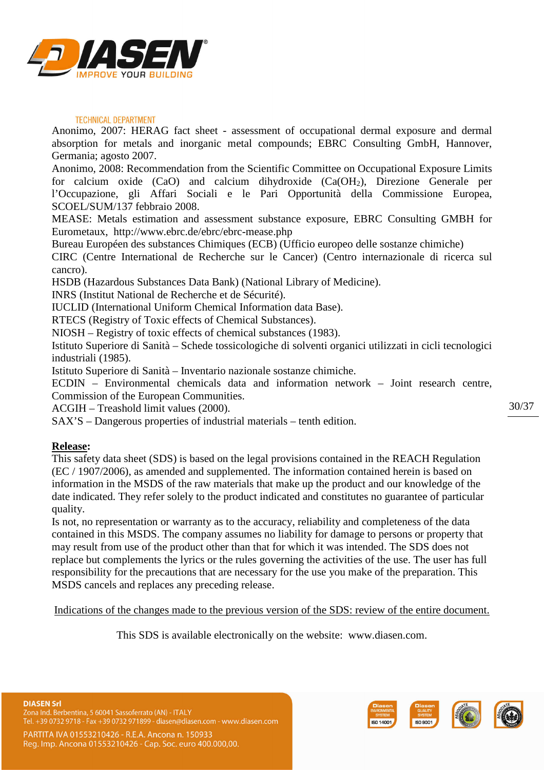Anonimo, 2007: HERAG fact sheet - assessment of occupational dermal exposure and dermal absorption for metals and inorganic metal compounds; EBRC Consulting GmbH, Hannover, Germania; agosto 2007.
Anonimo, 2008: Recommendation from the Scientific Committee on Occupational Exposure Limits for calcium oxide (CaO) and calcium dihydroxide ($Ca(OH_2)$), Direzione Generale per l'Occupazione, gli Affari Sociali e le Pari Opportunità della Commissione Europea, SCOEL/SUM/137 febbraio 2008.
MEASE: Metals estimation and assessment substance exposure, EBRC Consulting GMBH for Eurometaux, http://www.ebrc.de/ebrc/ebrc-mease.php
Bureau Européen des substances Chimiques (ECB) (Ufficio europeo delle sostanze chimiche)
CIRC (Centre International de Recherche sur le Cancer) (Centro internazionale di ricerca sul cancro).
HSDB (Hazardous Substances Data Bank) (National Library of Medicine).
INRS (Institut National de Recherche et de Sécurité).
IUCLID (International Uniform Chemical Information data Base).
RTECS (Registry of Toxic effects of Chemical Substances).
NIOSH – Registry of toxic effects of chemical substances (1983).
Istituto Superiore di Sanità – Schede tossicologiche di solventi organici utilizzati in cicli tecnologici industriali (1985).
Istituto Superiore di Sanità – Inventario nazionale sostanze chimiche.
ECDIN – Environmental chemicals data and information network – Joint research centre, Commission of the European Communities.
ACGIH – Treashold limit values (2000).
SAX'S – Dangerous properties of industrial materials – tenth edition.

**Release:**
This safety data sheet (SDS) is based on the legal provisions contained in the REACH Regulation (EC / 1907/2006), as amended and supplemented. The information contained herein is based on information in the MSDS of the raw materials that make up the product and our knowledge of the date indicated. They refer solely to the product indicated and constitutes no guarantee of particular quality.
Is not, no representation or warranty as to the accuracy, reliability and completeness of the data contained in this MSDS. The company assumes no liability for damage to persons or property that may result from use of the product other than that for which it was intended. The SDS does not replace but complements the lyrics or the rules governing the activities of the use. The user has full responsibility for the precautions that are necessary for the use you make of the preparation. This MSDS cancels and replaces any preceding release.

Indications of the changes made to the previous version of the SDS: review of the entire document.

This SDS is available electronically on the website: www.diasen.com.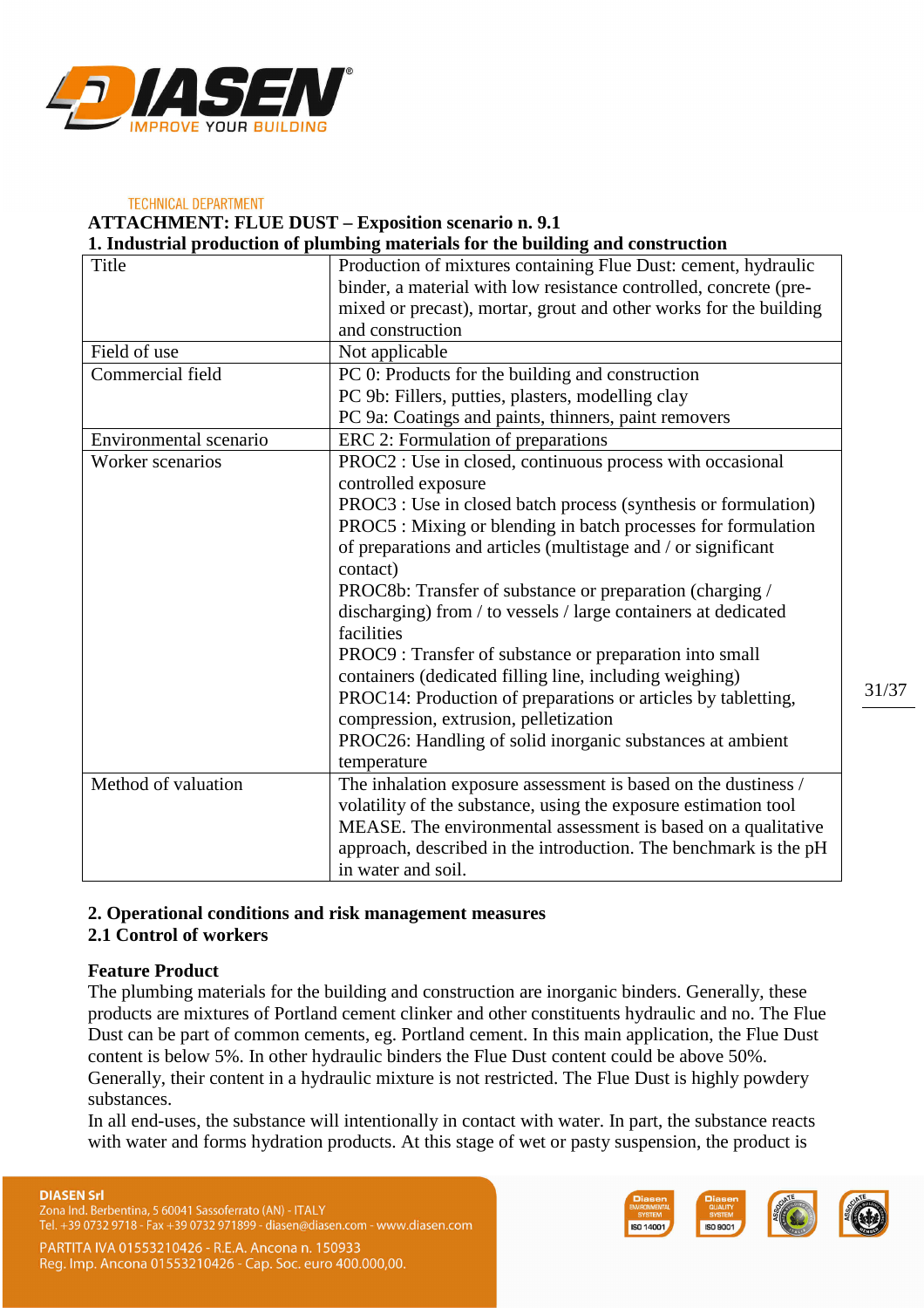TECHNICAL DEPARTMENT

**ATTACHMENT: FLUE DUST – Exposition scenario n. 9.1**

**1. Industrial production of plumbing materials for the building and construction**

| | |
|---|---|
| Title | Production of mixtures containing Flue Dust: cement, hydraulic binder, a material with low resistance controlled, concrete (pre-mixed or precast), mortar, grout and other works for the building and construction |
| Field of use | Not applicable |
| Commercial field | PC 0: Products for the building and construction<br>PC 9b: Fillers, putties, plasters, modelling clay<br>PC 9a: Coatings and paints, thinners, paint removers |
| Environmental scenario | ERC 2: Formulation of preparations |
| Worker scenarios | PROC2 : Use in closed, continuous process with occasional controlled exposure<br>PROC3 : Use in closed batch process (synthesis or formulation)<br>PROC5 : Mixing or blending in batch processes for formulation of preparations and articles (multistage and / or significant contact)<br>PROC8b: Transfer of substance or preparation (charging / discharging) from / to vessels / large containers at dedicated facilities<br>PROC9 : Transfer of substance or preparation into small containers (dedicated filling line, including weighing)<br>PROC14: Production of preparations or articles by tabletting, compression, extrusion, pelletization<br>PROC26: Handling of solid inorganic substances at ambient temperature |
| Method of valuation | The inhalation exposure assessment is based on the dustiness / volatility of the substance, using the exposure estimation tool MEASE. The environmental assessment is based on a qualitative approach, described in the introduction. The benchmark is the pH in water and soil. |

**2. Operational conditions and risk management measures**

**2.1 Control of workers**

**Feature Product**

The plumbing materials for the building and construction are inorganic binders. Generally, these products are mixtures of Portland cement clinker and other constituents hydraulic and no. The Flue Dust can be part of common cements, eg. Portland cement. In this main application, the Flue Dust content is below 5%. In other hydraulic binders the Flue Dust content could be above 50%. Generally, their content in a hydraulic mixture is not restricted. The Flue Dust is highly powdery substances.

In all end-uses, the substance will intentionally in contact with water. In part, the substance reacts with water and forms hydration products. At this stage of wet or pasty suspension, the product is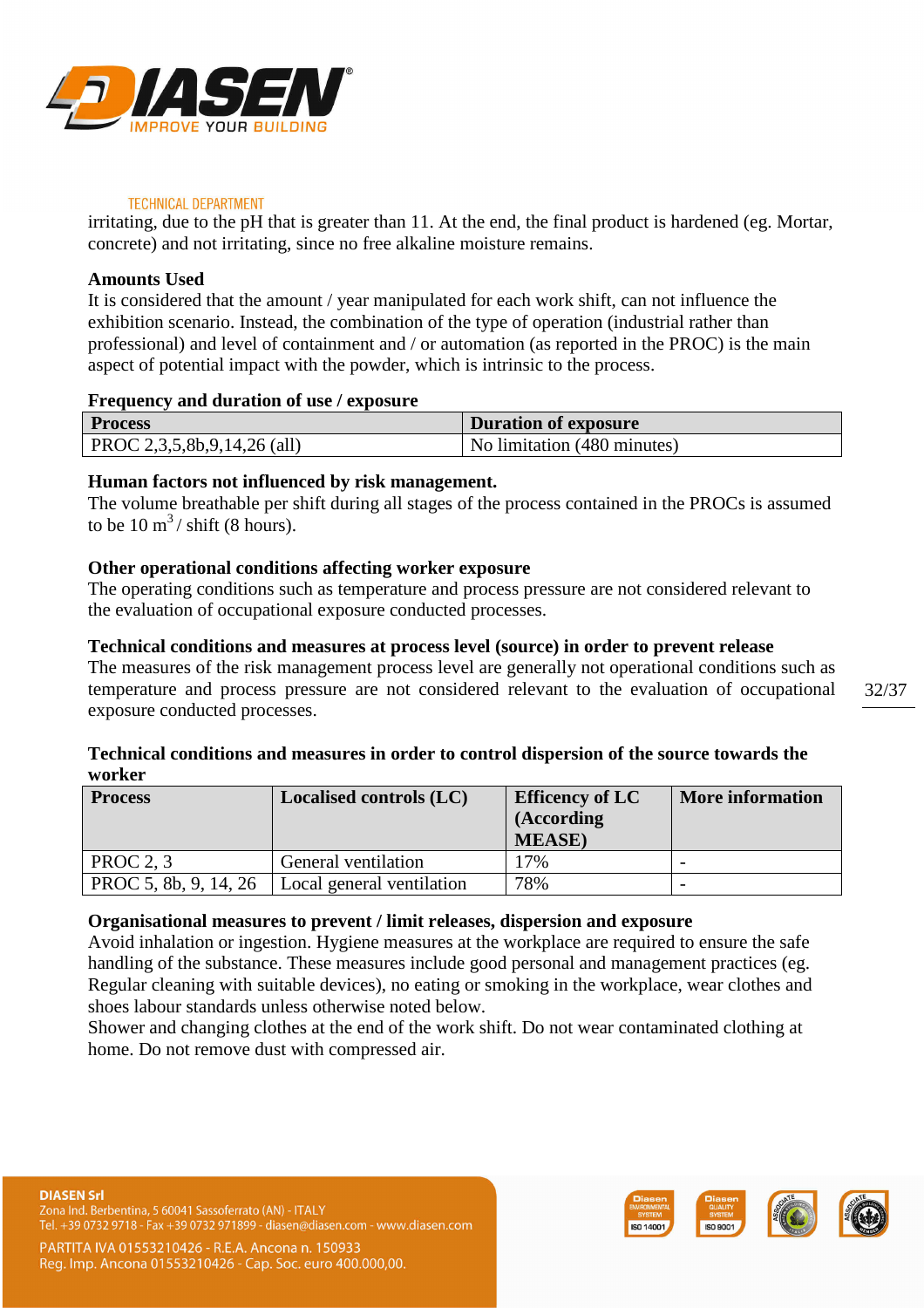irritating, due to the pH that is greater than 11. At the end, the final product is hardened (eg. Mortar, concrete) and not irritating, since no free alkaline moisture remains.

**Amounts Used**

It is considered that the amount / year manipulated for each work shift, can not influence the exhibition scenario. Instead, the combination of the type of operation (industrial rather than professional) and level of containment and / or automation (as reported in the PROC) is the main aspect of potential impact with the powder, which is intrinsic to the process.

**Frequency and duration of use / exposure**

| Process | Duration of exposure |
|---|---|
| PROC 2,3,5,8b,9,14,26 (all) | No limitation (480 minutes) |

**Human factors not influenced by risk management.**

The volume breathable per shift during all stages of the process contained in the PROCs is assumed to be 10 $m^3$ / shift (8 hours).

**Other operational conditions affecting worker exposure**

The operating conditions such as temperature and process pressure are not considered relevant to the evaluation of occupational exposure conducted processes.

**Technical conditions and measures at process level (source) in order to prevent release**

The measures of the risk management process level are generally not operational conditions such as temperature and process pressure are not considered relevant to the evaluation of occupational exposure conducted processes.

**Technical conditions and measures in order to control dispersion of the source towards the worker**

| Process | Localised controls (LC) | Efficency of LC (According MEASE) | More information |
|---|---|---|---|
| PROC 2, 3 | General ventilation | 17% | - |
| PROC 5, 8b, 9, 14, 26 | Local general ventilation | 78% | - |

**Organisational measures to prevent / limit releases, dispersion and exposure**

Avoid inhalation or ingestion. Hygiene measures at the workplace are required to ensure the safe handling of the substance. These measures include good personal and management practices (eg. Regular cleaning with suitable devices), no eating or smoking in the workplace, wear clothes and shoes labour standards unless otherwise noted below.

Shower and changing clothes at the end of the work shift. Do not wear contaminated clothing at home. Do not remove dust with compressed air.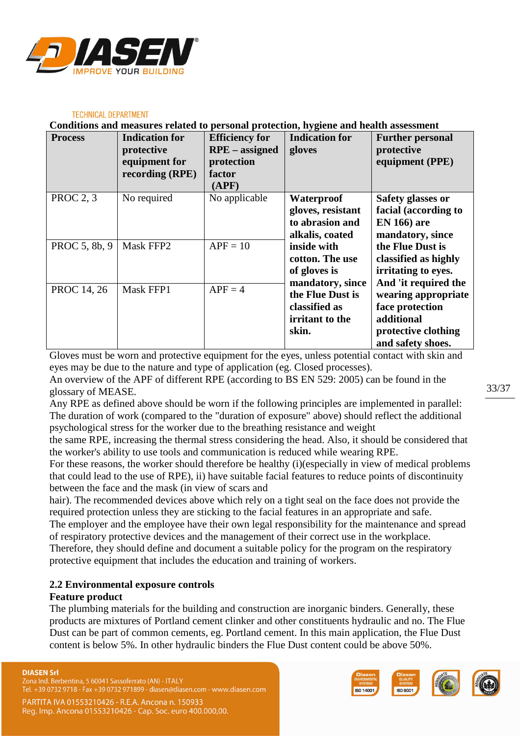TECHNICAL DEPARTMENT

**Conditions and measures related to personal protection, hygiene and health assessment**

| Process | Indication for protective equipment for recording (RPE) | Efficiency for RPE – assigned protection factor (APF) | Indication for gloves | Further personal protective equipment (PPE) |
|---|---|---|---|---|
| PROC 2, 3 | No required | No applicable | **Waterproof gloves, resistant to abrasion and alkalis, coated inside with cotton. The use of gloves is mandatory, since the Flue Dust is classified as irritant to the skin.** | **Safety glasses or facial (according to EN 166) are mandatory, since the Flue Dust is classified as highly irritating to eyes. And 'it required the wearing appropriate face protection additional protective clothing and safety shoes.** |
| PROC 5, 8b, 9 | Mask FFP2 | APF = 10 | | |
| PROC 14, 26 | Mask FFP1 | APF = 4 | | |

Gloves must be worn and protective equipment for the eyes, unless potential contact with skin and eyes may be due to the nature and type of application (eg. Closed processes).
An overview of the APF of different RPE (according to BS EN 529: 2005) can be found in the glossary of MEASE.
Any RPE as defined above should be worn if the following principles are implemented in parallel:
The duration of work (compared to the "duration of exposure" above) should reflect the additional psychological stress for the worker due to the breathing resistance and weight
the same RPE, increasing the thermal stress considering the head. Also, it should be considered that the worker's ability to use tools and communication is reduced while wearing RPE.
For these reasons, the worker should therefore be healthy (i)(especially in view of medical problems that could lead to the use of RPE), ii) have suitable facial features to reduce points of discontinuity between the face and the mask (in view of scars and
hair). The recommended devices above which rely on a tight seal on the face does not provide the required protection unless they are sticking to the facial features in an appropriate and safe.
The employer and the employee have their own legal responsibility for the maintenance and spread of respiratory protective devices and the management of their correct use in the workplace.
Therefore, they should define and document a suitable policy for the program on the respiratory protective equipment that includes the education and training of workers.

**2.2 Environmental exposure controls**

**Feature product**

The plumbing materials for the building and construction are inorganic binders. Generally, these products are mixtures of Portland cement clinker and other constituents hydraulic and no. The Flue Dust can be part of common cements, eg. Portland cement. In this main application, the Flue Dust content is below 5%. In other hydraulic binders the Flue Dust content could be above 50%.

**DIASEN Srl**
Zona Ind. Berbentina, 5 60041 Sassoferrato (AN) - ITALY
Tel. +39 0732 9718 - Fax +39 0732 971899 - diasen@diasen.com - www.diasen.com
PARTITA IVA 01553210426 - R.E.A. Ancona n. 150933
Reg. Imp. Ancona 01553210426 - Cap. Soc. euro 400.000,00.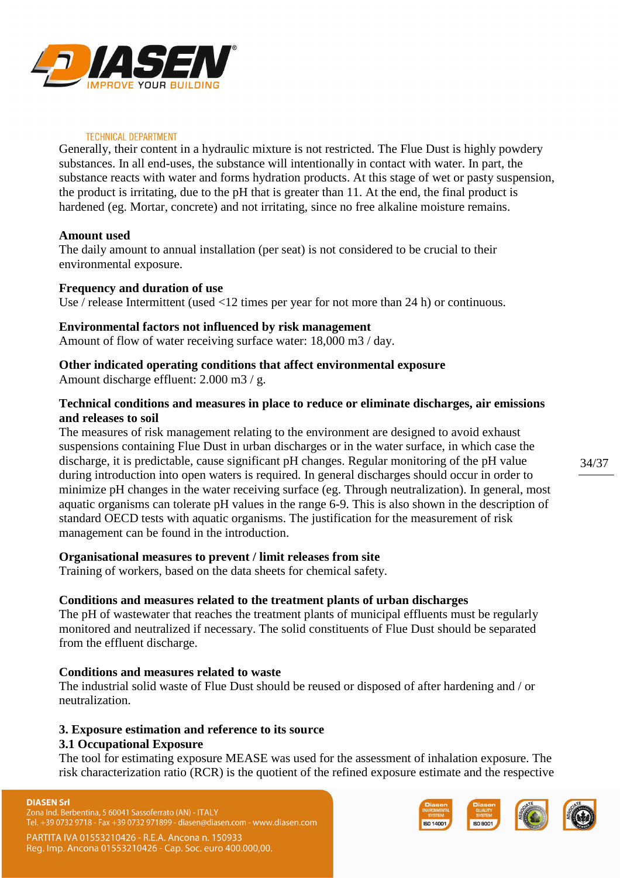Generally, their content in a hydraulic mixture is not restricted. The Flue Dust is highly powdery substances. In all end-uses, the substance will intentionally in contact with water. In part, the substance reacts with water and forms hydration products. At this stage of wet or pasty suspension, the product is irritating, due to the pH that is greater than 11. At the end, the final product is hardened (eg. Mortar, concrete) and not irritating, since no free alkaline moisture remains.

**Amount used**
The daily amount to annual installation (per seat) is not considered to be crucial to their environmental exposure.

**Frequency and duration of use**
Use / release Intermittent (used <12 times per year for not more than 24 h) or continuous.

**Environmental factors not influenced by risk management**
Amount of flow of water receiving surface water: 18,000 m3 / day.

**Other indicated operating conditions that affect environmental exposure**
Amount discharge effluent: 2.000 m3 / g.

**Technical conditions and measures in place to reduce or eliminate discharges, air emissions and releases to soil**
The measures of risk management relating to the environment are designed to avoid exhaust suspensions containing Flue Dust in urban discharges or in the water surface, in which case the discharge, it is predictable, cause significant pH changes. Regular monitoring of the pH value during introduction into open waters is required. In general discharges should occur in order to minimize pH changes in the water receiving surface (eg. Through neutralization). In general, most aquatic organisms can tolerate pH values in the range 6-9. This is also shown in the description of standard OECD tests with aquatic organisms. The justification for the measurement of risk management can be found in the introduction.

**Organisational measures to prevent / limit releases from site**
Training of workers, based on the data sheets for chemical safety.

**Conditions and measures related to the treatment plants of urban discharges**
The pH of wastewater that reaches the treatment plants of municipal effluents must be regularly monitored and neutralized if necessary. The solid constituents of Flue Dust should be separated from the effluent discharge.

**Conditions and measures related to waste**
The industrial solid waste of Flue Dust should be reused or disposed of after hardening and / or neutralization.

## 3. Exposure estimation and reference to its source

### 3.1 Occupational Exposure

The tool for estimating exposure MEASE was used for the assessment of inhalation exposure. The risk characterization ratio (RCR) is the quotient of the refined exposure estimate and the respective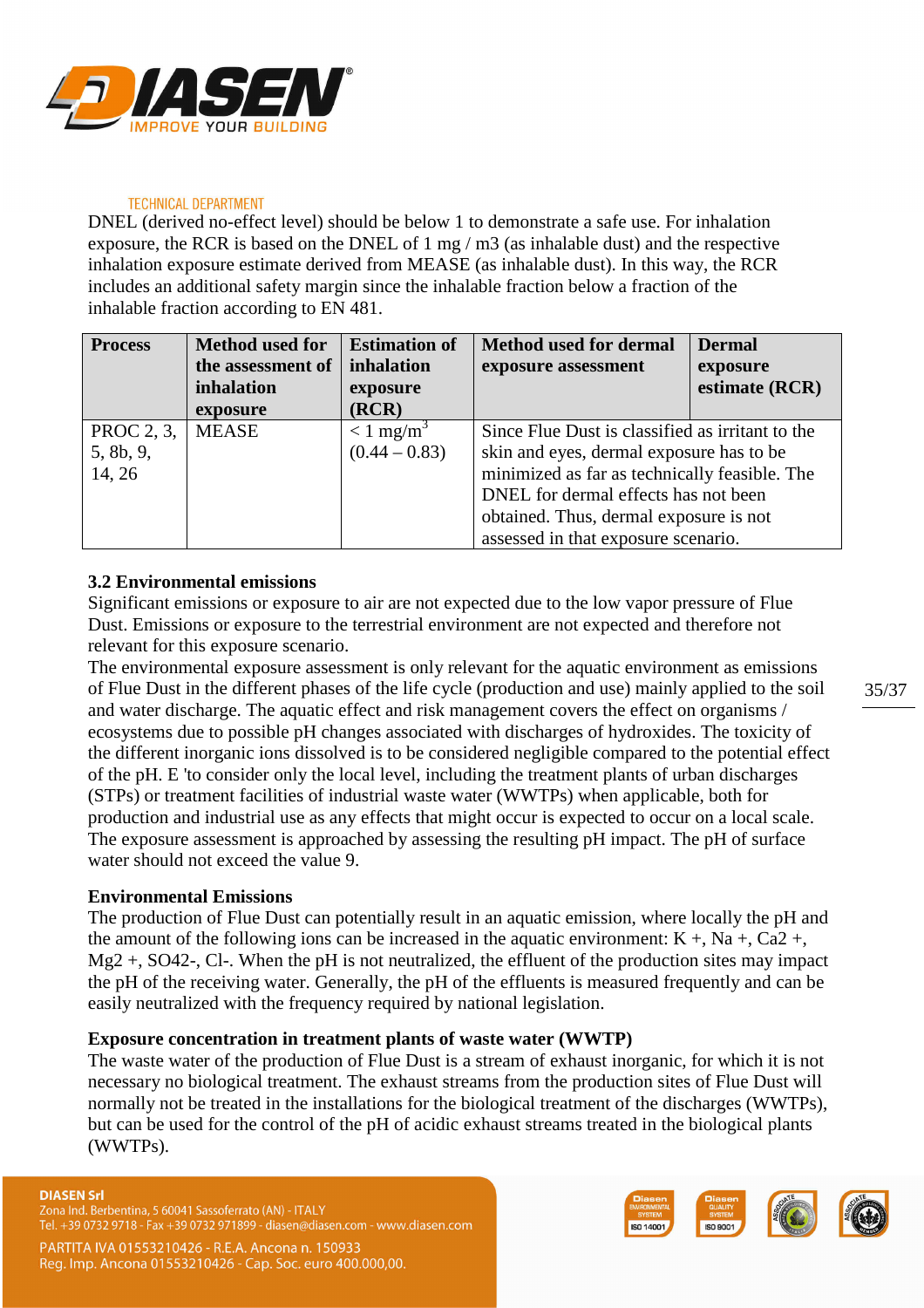DNEL (derived no-effect level) should be below 1 to demonstrate a safe use. For inhalation exposure, the RCR is based on the DNEL of 1 mg / m3 (as inhalable dust) and the respective inhalation exposure estimate derived from MEASE (as inhalable dust). In this way, the RCR includes an additional safety margin since the inhalable fraction below a fraction of the inhalable fraction according to EN 481.

| Process | Method used for the assessment of inhalation exposure | Estimation of inhalation exposure (RCR) | Method used for dermal exposure assessment | Dermal exposure estimate (RCR) |
|---|---|---|---|---|
| PROC 2, 3, 5, 8b, 9, 14, 26 | MEASE | < 1 mg/m$^3$ (0.44 – 0.83) | Since Flue Dust is classified as irritant to the skin and eyes, dermal exposure has to be minimized as far as technically feasible. The DNEL for dermal effects has not been obtained. Thus, dermal exposure is not assessed in that exposure scenario. | |

### 3.2 Environmental emissions

Significant emissions or exposure to air are not expected due to the low vapor pressure of Flue Dust. Emissions or exposure to the terrestrial environment are not expected and therefore not relevant for this exposure scenario.

The environmental exposure assessment is only relevant for the aquatic environment as emissions of Flue Dust in the different phases of the life cycle (production and use) mainly applied to the soil and water discharge. The aquatic effect and risk management covers the effect on organisms / ecosystems due to possible pH changes associated with discharges of hydroxides. The toxicity of the different inorganic ions dissolved is to be considered negligible compared to the potential effect of the pH. E 'to consider only the local level, including the treatment plants of urban discharges (STPs) or treatment facilities of industrial waste water (WWTPs) when applicable, both for production and industrial use as any effects that might occur is expected to occur on a local scale. The exposure assessment is approached by assessing the resulting pH impact. The pH of surface water should not exceed the value 9.

**Environmental Emissions**

The production of Flue Dust can potentially result in an aquatic emission, where locally the pH and the amount of the following ions can be increased in the aquatic environment: K +, Na +, Ca2 +, Mg2 +, SO42-, Cl-. When the pH is not neutralized, the effluent of the production sites may impact the pH of the receiving water. Generally, the pH of the effluents is measured frequently and can be easily neutralized with the frequency required by national legislation.

**Exposure concentration in treatment plants of waste water (WWTP)**

The waste water of the production of Flue Dust is a stream of exhaust inorganic, for which it is not necessary no biological treatment. The exhaust streams from the production sites of Flue Dust will normally not be treated in the installations for the biological treatment of the discharges (WWTPs), but can be used for the control of the pH of acidic exhaust streams treated in the biological plants (WWTPs).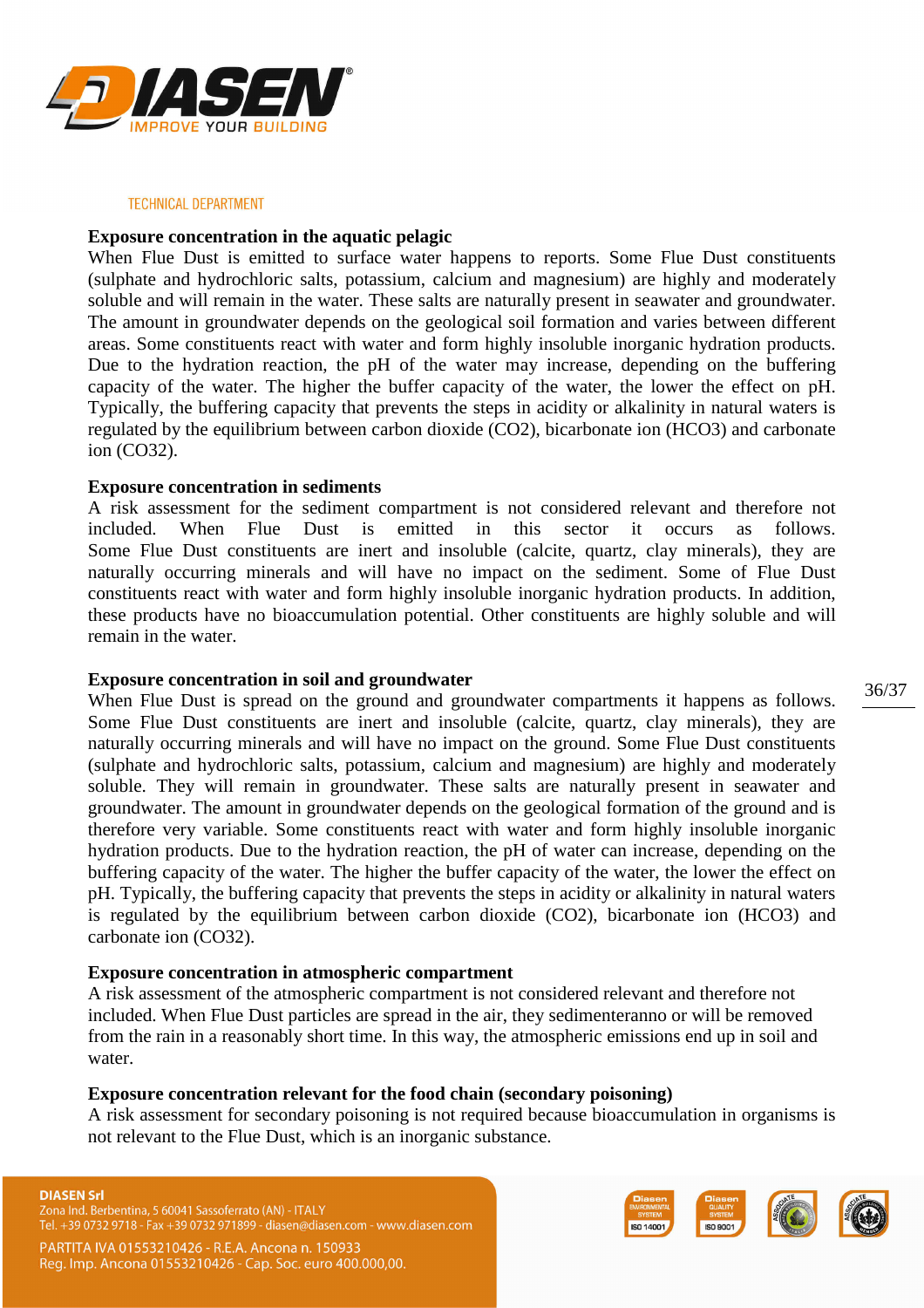TECHNICAL DEPARTMENT

**Exposure concentration in the aquatic pelagic**

When Flue Dust is emitted to surface water happens to reports. Some Flue Dust constituents (sulphate and hydrochloric salts, potassium, calcium and magnesium) are highly and moderately soluble and will remain in the water. These salts are naturally present in seawater and groundwater. The amount in groundwater depends on the geological soil formation and varies between different areas. Some constituents react with water and form highly insoluble inorganic hydration products. Due to the hydration reaction, the pH of the water may increase, depending on the buffering capacity of the water. The higher the buffer capacity of the water, the lower the effect on pH. Typically, the buffering capacity that prevents the steps in acidity or alkalinity in natural waters is regulated by the equilibrium between carbon dioxide (CO2), bicarbonate ion (HCO3) and carbonate ion (CO32).

**Exposure concentration in sediments**

A risk assessment for the sediment compartment is not considered relevant and therefore not included. When Flue Dust is emitted in this sector it occurs as follows. Some Flue Dust constituents are inert and insoluble (calcite, quartz, clay minerals), they are naturally occurring minerals and will have no impact on the sediment. Some of Flue Dust constituents react with water and form highly insoluble inorganic hydration products. In addition, these products have no bioaccumulation potential. Other constituents are highly soluble and will remain in the water.

**Exposure concentration in soil and groundwater**

When Flue Dust is spread on the ground and groundwater compartments it happens as follows. Some Flue Dust constituents are inert and insoluble (calcite, quartz, clay minerals), they are naturally occurring minerals and will have no impact on the ground. Some Flue Dust constituents (sulphate and hydrochloric salts, potassium, calcium and magnesium) are highly and moderately soluble. They will remain in groundwater. These salts are naturally present in seawater and groundwater. The amount in groundwater depends on the geological formation of the ground and is therefore very variable. Some constituents react with water and form highly insoluble inorganic hydration products. Due to the hydration reaction, the pH of water can increase, depending on the buffering capacity of the water. The higher the buffer capacity of the water, the lower the effect on pH. Typically, the buffering capacity that prevents the steps in acidity or alkalinity in natural waters is regulated by the equilibrium between carbon dioxide (CO2), bicarbonate ion (HCO3) and carbonate ion (CO32).

**Exposure concentration in atmospheric compartment**

A risk assessment of the atmospheric compartment is not considered relevant and therefore not included. When Flue Dust particles are spread in the air, they sedimenteranno or will be removed from the rain in a reasonably short time. In this way, the atmospheric emissions end up in soil and water.

**Exposure concentration relevant for the food chain (secondary poisoning)**

A risk assessment for secondary poisoning is not required because bioaccumulation in organisms is not relevant to the Flue Dust, which is an inorganic substance.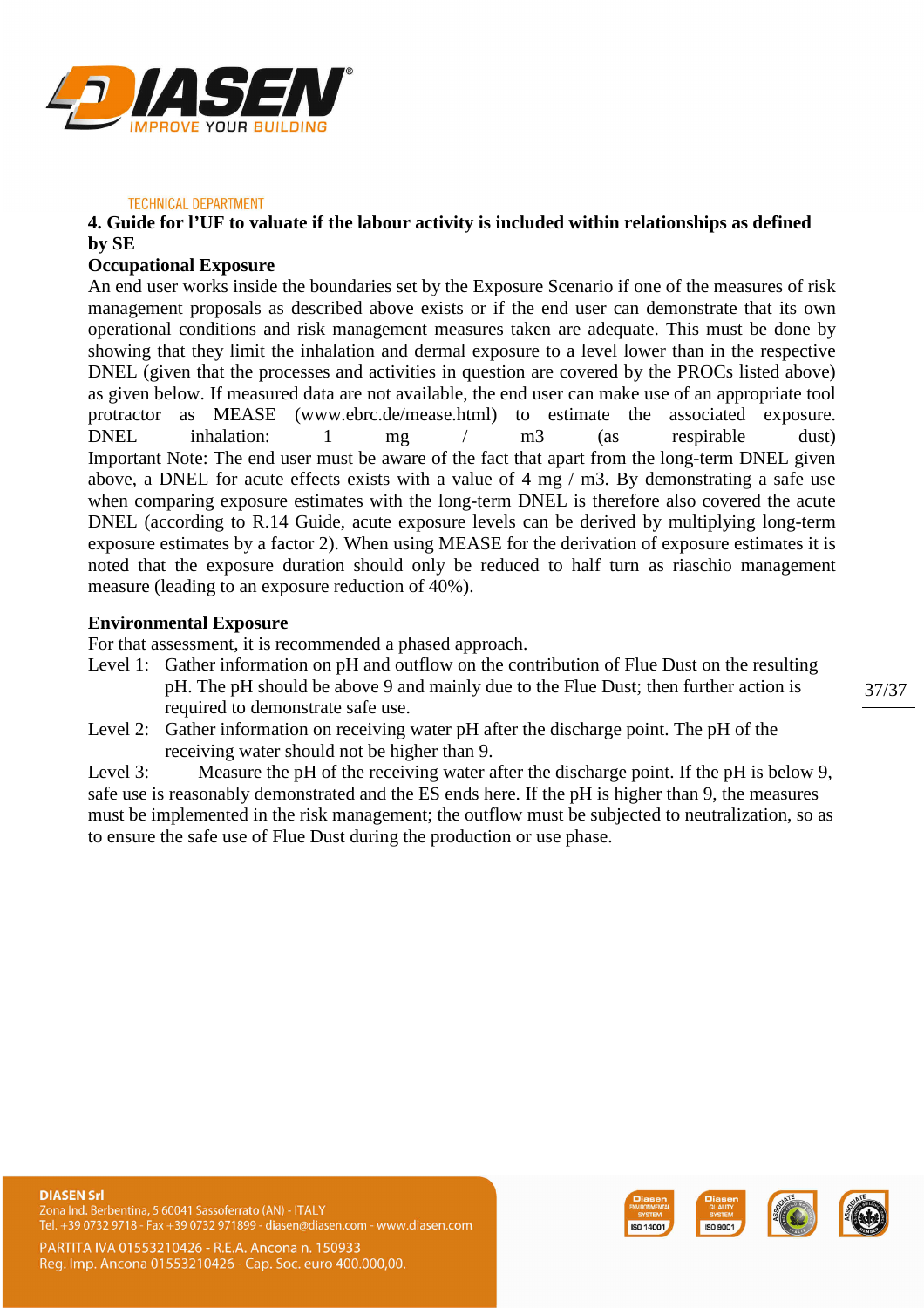TECHNICAL DEPARTMENT

**4. Guide for l'UF to valuate if the labour activity is included within relationships as defined by SE**

**Occupational Exposure**

An end user works inside the boundaries set by the Exposure Scenario if one of the measures of risk management proposals as described above exists or if the end user can demonstrate that its own operational conditions and risk management measures taken are adequate. This must be done by showing that they limit the inhalation and dermal exposure to a level lower than in the respective DNEL (given that the processes and activities in question are covered by the PROCs listed above) as given below. If measured data are not available, the end user can make use of an appropriate tool protractor as MEASE (www.ebrc.de/mease.html) to estimate the associated exposure. DNEL inhalation: 1 mg / m3 (as respirable dust)

Important Note: The end user must be aware of the fact that apart from the long-term DNEL given above, a DNEL for acute effects exists with a value of 4 mg / m3. By demonstrating a safe use when comparing exposure estimates with the long-term DNEL is therefore also covered the acute DNEL (according to R.14 Guide, acute exposure levels can be derived by multiplying long-term exposure estimates by a factor 2). When using MEASE for the derivation of exposure estimates it is noted that the exposure duration should only be reduced to half turn as riaschio management measure (leading to an exposure reduction of 40%).

**Environmental Exposure**

For that assessment, it is recommended a phased approach.

Level 1: Gather information on pH and outflow on the contribution of Flue Dust on the resulting pH. The pH should be above 9 and mainly due to the Flue Dust; then further action is required to demonstrate safe use.

Level 2: Gather information on receiving water pH after the discharge point. The pH of the receiving water should not be higher than 9.

Level 3: Measure the pH of the receiving water after the discharge point. If the pH is below 9, safe use is reasonably demonstrated and the ES ends here. If the pH is higher than 9, the measures must be implemented in the risk management; the outflow must be subjected to neutralization, so as to ensure the safe use of Flue Dust during the production or use phase.